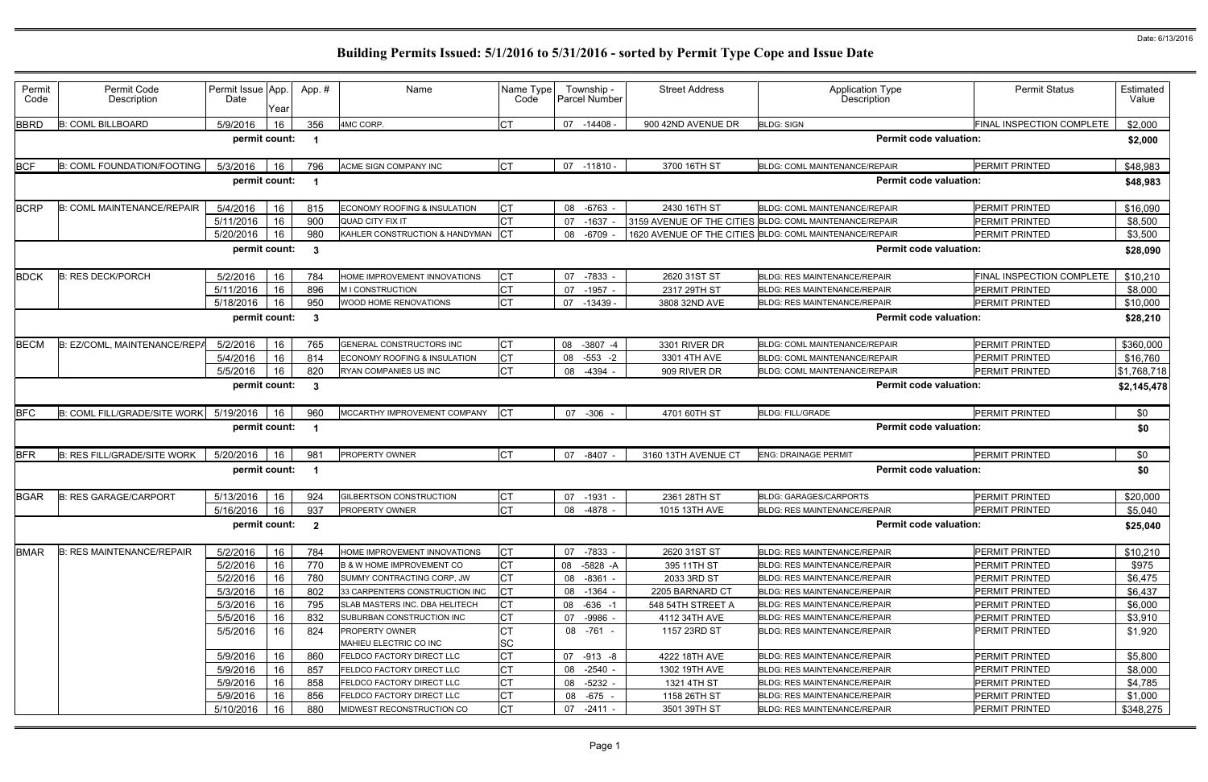Date: 6/13/2016

# Building Permits Issued: 5/1/2016 to 5/31/2016 - sorted by Permit Type Cope and Issue Date

| Permit Code | Permit Code Description | Permit Issue Date | App. Year | App. # | Name | Name Type Code | Township - Parcel Number | Street Address | Application Type Description | Permit Status | Estimated Value |
|---|---|---|---|---|---|---|---|---|---|---|---|
| BBRD | B: COML BILLBOARD | 5/9/2016 | 16 | 356 | 4MC CORP. | CT | 07 -14408 - | 900 42ND AVENUE DR | BLDG: SIGN | FINAL INSPECTION COMPLETE | $2,000 |
| | | permit count: | | 1 | | | | | Permit code valuation: | | $2,000 |
| BCF | B: COML FOUNDATION/FOOTING | 5/3/2016 | 16 | 796 | ACME SIGN COMPANY INC | CT | 07 -11810 - | 3700 16TH ST | BLDG: COML MAINTENANCE/REPAIR | PERMIT PRINTED | $48,983 |
| | | permit count: | | 1 | | | | | Permit code valuation: | | $48,983 |
| BCRP | B: COML MAINTENANCE/REPAIR | 5/4/2016 | 16 | 815 | ECONOMY ROOFING & INSULATION | CT | 08 -6763 - | 2430 16TH ST | BLDG: COML MAINTENANCE/REPAIR | PERMIT PRINTED | $16,090 |
| | | 5/11/2016 | 16 | 900 | QUAD CITY FIX IT | CT | 07 -1637 - | 3159 AVENUE OF THE CITIES | BLDG: COML MAINTENANCE/REPAIR | PERMIT PRINTED | $8,500 |
| | | 5/20/2016 | 16 | 980 | KAHLER CONSTRUCTION & HANDYMAN | CT | 08 -6709 - | 1620 AVENUE OF THE CITIES | BLDG: COML MAINTENANCE/REPAIR | PERMIT PRINTED | $3,500 |
| | | permit count: | | 3 | | | | | Permit code valuation: | | $28,090 |
| BDCK | B: RES DECK/PORCH | 5/2/2016 | 16 | 784 | HOME IMPROVEMENT INNOVATIONS | CT | 07 -7833 - | 2620 31ST ST | BLDG: RES MAINTENANCE/REPAIR | FINAL INSPECTION COMPLETE | $10,210 |
| | | 5/11/2016 | 16 | 896 | M I CONSTRUCTION | CT | 07 -1957 - | 2317 29TH ST | BLDG: RES MAINTENANCE/REPAIR | PERMIT PRINTED | $8,000 |
| | | 5/18/2016 | 16 | 950 | WOOD HOME RENOVATIONS | CT | 07 -13439 - | 3808 32ND AVE | BLDG: RES MAINTENANCE/REPAIR | PERMIT PRINTED | $10,000 |
| | | permit count: | | 3 | | | | | Permit code valuation: | | $28,210 |
| BECM | B: EZ/COML, MAINTENANCE/REPA | 5/2/2016 | 16 | 765 | GENERAL CONSTRUCTORS INC | CT | 08 -3807 -4 | 3301 RIVER DR | BLDG: COML MAINTENANCE/REPAIR | PERMIT PRINTED | $360,000 |
| | | 5/4/2016 | 16 | 814 | ECONOMY ROOFING & INSULATION | CT | 08 -553 -2 | 3301 4TH AVE | BLDG: COML MAINTENANCE/REPAIR | PERMIT PRINTED | $16,760 |
| | | 5/5/2016 | 16 | 820 | RYAN COMPANIES US INC | CT | 08 -4394 - | 909 RIVER DR | BLDG: COML MAINTENANCE/REPAIR | PERMIT PRINTED | $1,768,718 |
| | | permit count: | | 3 | | | | | Permit code valuation: | | $2,145,478 |
| BFC | B: COML FILL/GRADE/SITE WORK | 5/19/2016 | 16 | 960 | MCCARTHY IMPROVEMENT COMPANY | CT | 07 -306 - | 4701 60TH ST | BLDG: FILL/GRADE | PERMIT PRINTED | $0 |
| | | permit count: | | 1 | | | | | Permit code valuation: | | $0 |
| BFR | B: RES FILL/GRADE/SITE WORK | 5/20/2016 | 16 | 981 | PROPERTY OWNER | CT | 07 -8407 - | 3160 13TH AVENUE CT | ENG: DRAINAGE PERMIT | PERMIT PRINTED | $0 |
| | | permit count: | | 1 | | | | | Permit code valuation: | | $0 |
| BGAR | B: RES GARAGE/CARPORT | 5/13/2016 | 16 | 924 | GILBERTSON CONSTRUCTION | CT | 07 -1931 - | 2361 28TH ST | BLDG: GARAGES/CARPORTS | PERMIT PRINTED | $20,000 |
| | | 5/16/2016 | 16 | 937 | PROPERTY OWNER | CT | 08 -4878 - | 1015 13TH AVE | BLDG: RES MAINTENANCE/REPAIR | PERMIT PRINTED | $5,040 |
| | | permit count: | | 2 | | | | | Permit code valuation: | | $25,040 |
| BMAR | B: RES MAINTENANCE/REPAIR | 5/2/2016 | 16 | 784 | HOME IMPROVEMENT INNOVATIONS | CT | 07 -7833 - | 2620 31ST ST | BLDG: RES MAINTENANCE/REPAIR | PERMIT PRINTED | $10,210 |
| | | 5/2/2016 | 16 | 770 | B & W HOME IMPROVEMENT CO | CT | 08 -5828 -A | 395 11TH ST | BLDG: RES MAINTENANCE/REPAIR | PERMIT PRINTED | $975 |
| | | 5/2/2016 | 16 | 780 | SUMMY CONTRACTING CORP, JW | CT | 08 -8361 - | 2033 3RD ST | BLDG: RES MAINTENANCE/REPAIR | PERMIT PRINTED | $6,475 |
| | | 5/3/2016 | 16 | 802 | 33 CARPENTERS CONSTRUCTION INC | CT | 08 -1364 - | 2205 BARNARD CT | BLDG: RES MAINTENANCE/REPAIR | PERMIT PRINTED | $6,437 |
| | | 5/3/2016 | 16 | 795 | SLAB MASTERS INC. DBA HELITECH | CT | 08 -636 -1 | 548 54TH STREET A | BLDG: RES MAINTENANCE/REPAIR | PERMIT PRINTED | $6,000 |
| | | 5/5/2016 | 16 | 832 | SUBURBAN CONSTRUCTION INC | CT | 07 -9986 - | 4112 34TH AVE | BLDG: RES MAINTENANCE/REPAIR | PERMIT PRINTED | $3,910 |
| | | 5/5/2016 | 16 | 824 | PROPERTY OWNER<br>MAHIEU ELECTRIC CO INC | CT<br>SC | 08 -761 - | 1157 23RD ST | BLDG: RES MAINTENANCE/REPAIR | PERMIT PRINTED | $1,920 |
| | | 5/9/2016 | 16 | 860 | FELDCO FACTORY DIRECT LLC | CT | 07 -913 -8 | 4222 18TH AVE | BLDG: RES MAINTENANCE/REPAIR | PERMIT PRINTED | $5,800 |
| | | 5/9/2016 | 16 | 857 | FELDCO FACTORY DIRECT LLC | CT | 08 -2540 - | 1302 19TH AVE | BLDG: RES MAINTENANCE/REPAIR | PERMIT PRINTED | $8,000 |
| | | 5/9/2016 | 16 | 858 | FELDCO FACTORY DIRECT LLC | CT | 08 -5232 - | 1321 4TH ST | BLDG: RES MAINTENANCE/REPAIR | PERMIT PRINTED | $4,785 |
| | | 5/9/2016 | 16 | 856 | FELDCO FACTORY DIRECT LLC | CT | 08 -675 - | 1158 26TH ST | BLDG: RES MAINTENANCE/REPAIR | PERMIT PRINTED | $1,000 |
| | | 5/10/2016 | 16 | 880 | MIDWEST RECONSTRUCTION CO | CT | 07 -2411 - | 3501 39TH ST | BLDG: RES MAINTENANCE/REPAIR | PERMIT PRINTED | $348,275 |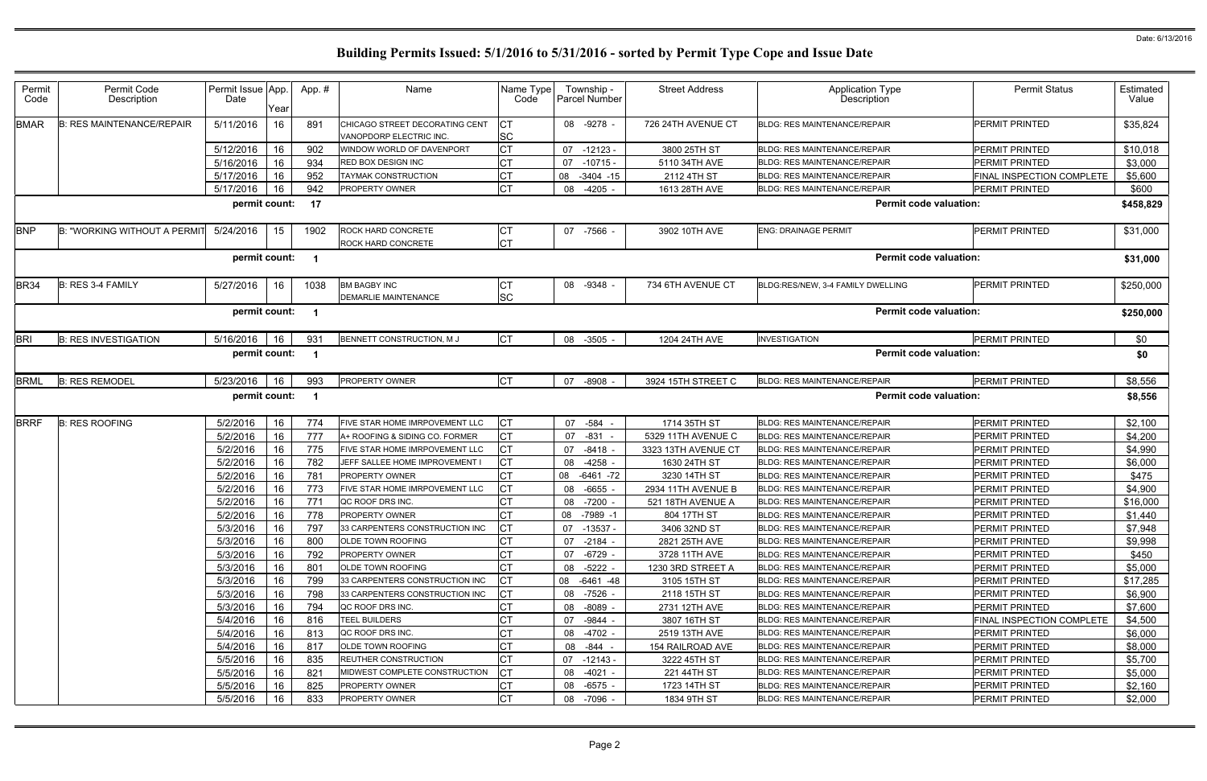Date: 6/13/2016

# Building Permits Issued: 5/1/2016 to 5/31/2016 - sorted by Permit Type Cope and Issue Date

| Permit Code | Permit Code Description | Permit Issue Date | App. Year | App. # | Name | Name Type Code | Township - Parcel Number | Street Address | Application Type Description | Permit Status | Estimated Value |
|---|---|---|---|---|---|---|---|---|---|---|---|
| BMAR | B: RES MAINTENANCE/REPAIR | 5/11/2016 | 16 | 891 | CHICAGO STREET DECORATING CENT<br>VANOPDORP ELECTRIC INC. | CT<br>SC | 08 -9278 - | 726 24TH AVENUE CT | BLDG: RES MAINTENANCE/REPAIR | PERMIT PRINTED | $35,824 |
| | | 5/12/2016 | 16 | 902 | WINDOW WORLD OF DAVENPORT | CT | 07 -12123 - | 3800 25TH ST | BLDG: RES MAINTENANCE/REPAIR | PERMIT PRINTED | $10,018 |
| | | 5/16/2016 | 16 | 934 | RED BOX DESIGN INC | CT | 07 -10715 - | 5110 34TH AVE | BLDG: RES MAINTENANCE/REPAIR | PERMIT PRINTED | $3,000 |
| | | 5/17/2016 | 16 | 952 | TAYMAK CONSTRUCTION | CT | 08 -3404 -15 | 2112 4TH ST | BLDG: RES MAINTENANCE/REPAIR | FINAL INSPECTION COMPLETE | $5,600 |
| | | 5/17/2016 | 16 | 942 | PROPERTY OWNER | CT | 08 -4205 - | 1613 28TH AVE | BLDG: RES MAINTENANCE/REPAIR | PERMIT PRINTED | $600 |
| | | **permit count:** | | **17** | | | | | **Permit code valuation:** | | **$458,829** |
| BNP | B: "WORKING WITHOUT A PERMIT | 5/24/2016 | 15 | 1902 | ROCK HARD CONCRETE<br>ROCK HARD CONCRETE | CT<br>CT | 07 -7566 - | 3902 10TH AVE | ENG: DRAINAGE PERMIT | PERMIT PRINTED | $31,000 |
| | | **permit count:** | | **1** | | | | | **Permit code valuation:** | | **$31,000** |
| BR34 | B: RES 3-4 FAMILY | 5/27/2016 | 16 | 1038 | BM BAGBY INC<br>DEMARLIE MAINTENANCE | CT<br>SC | 08 -9348 - | 734 6TH AVENUE CT | BLDG:RES/NEW, 3-4 FAMILY DWELLING | PERMIT PRINTED | $250,000 |
| | | **permit count:** | | **1** | | | | | **Permit code valuation:** | | **$250,000** |
| BRI | B: RES INVESTIGATION | 5/16/2016 | 16 | 931 | BENNETT CONSTRUCTION, M J | CT | 08 -3505 - | 1204 24TH AVE | INVESTIGATION | PERMIT PRINTED | $0 |
| | | **permit count:** | | **1** | | | | | **Permit code valuation:** | | **$0** |
| BRML | B: RES REMODEL | 5/23/2016 | 16 | 993 | PROPERTY OWNER | CT | 07 -8908 - | 3924 15TH STREET C | BLDG: RES MAINTENANCE/REPAIR | PERMIT PRINTED | $8,556 |
| | | **permit count:** | | **1** | | | | | **Permit code valuation:** | | **$8,556** |
| BRRF | B: RES ROOFING | 5/2/2016 | 16 | 774 | FIVE STAR HOME IMRPOVEMENT LLC | CT | 07 -584 - | 1714 35TH ST | BLDG: RES MAINTENANCE/REPAIR | PERMIT PRINTED | $2,100 |
| | | 5/2/2016 | 16 | 777 | A+ ROOFING & SIDING CO. FORMER | CT | 07 -831 - | 5329 11TH AVENUE C | BLDG: RES MAINTENANCE/REPAIR | PERMIT PRINTED | $4,200 |
| | | 5/2/2016 | 16 | 775 | FIVE STAR HOME IMRPOVEMENT LLC | CT | 07 -8418 - | 3323 13TH AVENUE CT | BLDG: RES MAINTENANCE/REPAIR | PERMIT PRINTED | $4,990 |
| | | 5/2/2016 | 16 | 782 | JEFF SALLEE HOME IMPROVEMENT I | CT | 08 -4258 - | 1630 24TH ST | BLDG: RES MAINTENANCE/REPAIR | PERMIT PRINTED | $6,000 |
| | | 5/2/2016 | 16 | 781 | PROPERTY OWNER | CT | 08 -6461 -72 | 3230 14TH ST | BLDG: RES MAINTENANCE/REPAIR | PERMIT PRINTED | $475 |
| | | 5/2/2016 | 16 | 773 | FIVE STAR HOME IMRPOVEMENT LLC | CT | 08 -6655 - | 2934 11TH AVENUE B | BLDG: RES MAINTENANCE/REPAIR | PERMIT PRINTED | $4,900 |
| | | 5/2/2016 | 16 | 771 | QC ROOF DRS INC. | CT | 08 -7200 - | 521 18TH AVENUE A | BLDG: RES MAINTENANCE/REPAIR | PERMIT PRINTED | $16,000 |
| | | 5/2/2016 | 16 | 778 | PROPERTY OWNER | CT | 08 -7989 -1 | 804 17TH ST | BLDG: RES MAINTENANCE/REPAIR | PERMIT PRINTED | $1,440 |
| | | 5/3/2016 | 16 | 797 | 33 CARPENTERS CONSTRUCTION INC | CT | 07 -13537 - | 3406 32ND ST | BLDG: RES MAINTENANCE/REPAIR | PERMIT PRINTED | $7,948 |
| | | 5/3/2016 | 16 | 800 | OLDE TOWN ROOFING | CT | 07 -2184 - | 2821 25TH AVE | BLDG: RES MAINTENANCE/REPAIR | PERMIT PRINTED | $9,998 |
| | | 5/3/2016 | 16 | 792 | PROPERTY OWNER | CT | 07 -6729 - | 3728 11TH AVE | BLDG: RES MAINTENANCE/REPAIR | PERMIT PRINTED | $450 |
| | | 5/3/2016 | 16 | 801 | OLDE TOWN ROOFING | CT | 08 -5222 - | 1230 3RD STREET A | BLDG: RES MAINTENANCE/REPAIR | PERMIT PRINTED | $5,000 |
| | | 5/3/2016 | 16 | 799 | 33 CARPENTERS CONSTRUCTION INC | CT | 08 -6461 -48 | 3105 15TH ST | BLDG: RES MAINTENANCE/REPAIR | PERMIT PRINTED | $17,285 |
| | | 5/3/2016 | 16 | 798 | 33 CARPENTERS CONSTRUCTION INC | CT | 08 -7526 - | 2118 15TH ST | BLDG: RES MAINTENANCE/REPAIR | PERMIT PRINTED | $6,900 |
| | | 5/3/2016 | 16 | 794 | QC ROOF DRS INC. | CT | 08 -8089 - | 2731 12TH AVE | BLDG: RES MAINTENANCE/REPAIR | PERMIT PRINTED | $7,600 |
| | | 5/4/2016 | 16 | 816 | TEEL BUILDERS | CT | 07 -9844 - | 3807 16TH ST | BLDG: RES MAINTENANCE/REPAIR | FINAL INSPECTION COMPLETE | $4,500 |
| | | 5/4/2016 | 16 | 813 | QC ROOF DRS INC. | CT | 08 -4702 - | 2519 13TH AVE | BLDG: RES MAINTENANCE/REPAIR | PERMIT PRINTED | $6,000 |
| | | 5/4/2016 | 16 | 817 | OLDE TOWN ROOFING | CT | 08 -844 - | 154 RAILROAD AVE | BLDG: RES MAINTENANCE/REPAIR | PERMIT PRINTED | $8,000 |
| | | 5/5/2016 | 16 | 835 | REUTHER CONSTRUCTION | CT | 07 -12143 - | 3222 45TH ST | BLDG: RES MAINTENANCE/REPAIR | PERMIT PRINTED | $5,700 |
| | | 5/5/2016 | 16 | 821 | MIDWEST COMPLETE CONSTRUCTION | CT | 08 -4021 - | 221 44TH ST | BLDG: RES MAINTENANCE/REPAIR | PERMIT PRINTED | $5,000 |
| | | 5/5/2016 | 16 | 825 | PROPERTY OWNER | CT | 08 -6575 - | 1723 14TH ST | BLDG: RES MAINTENANCE/REPAIR | PERMIT PRINTED | $2,160 |
| | | 5/5/2016 | 16 | 833 | PROPERTY OWNER | CT | 08 -7096 - | 1834 9TH ST | BLDG: RES MAINTENANCE/REPAIR | PERMIT PRINTED | $2,000 |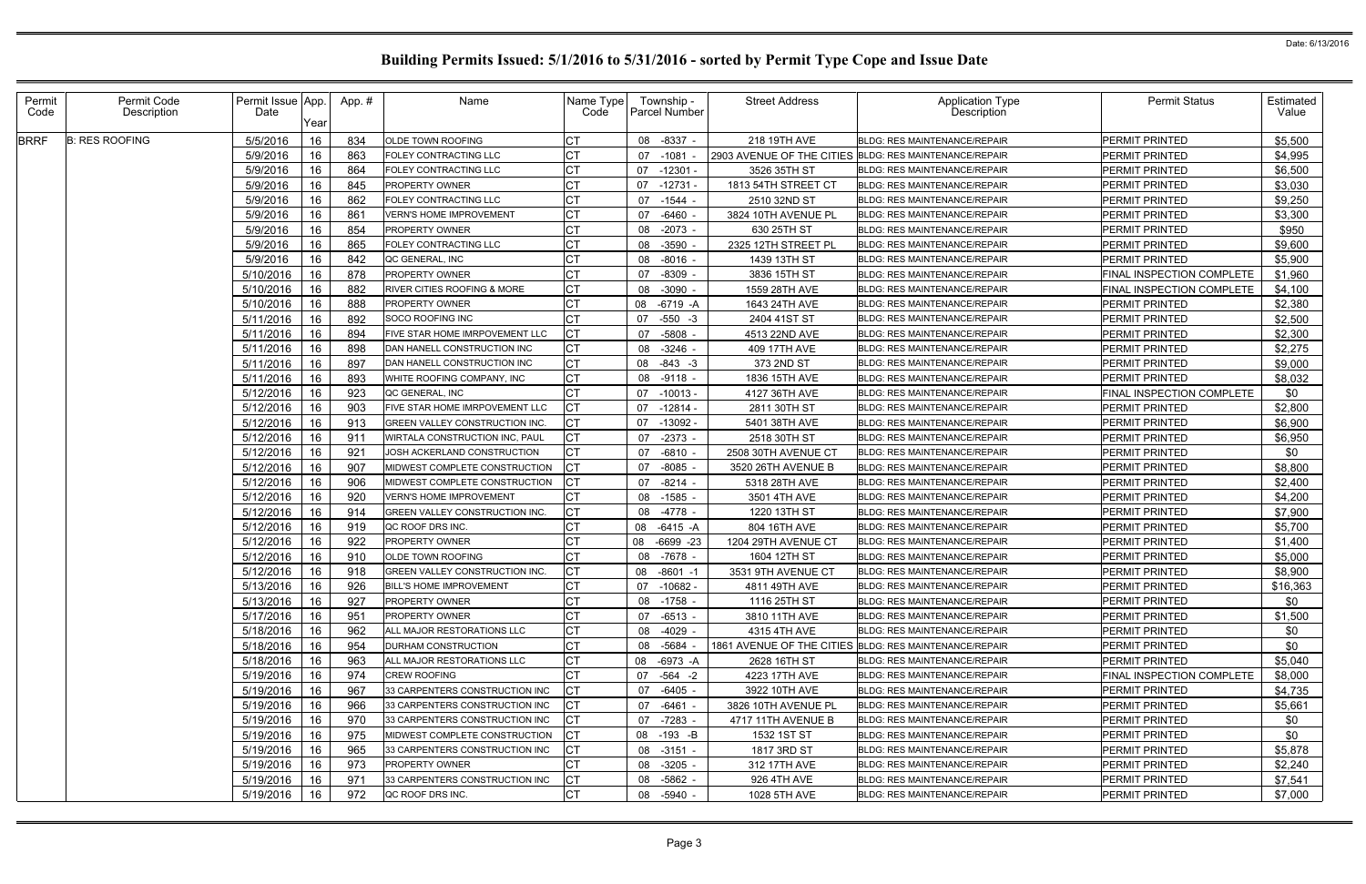# Building Permits Issued: 5/1/2016 to 5/31/2016 - sorted by Permit Type Cope and Issue Date

Date: 6/13/2016

| Permit Code | Permit Code Description | Permit Issue Date | App. Year | App. # | Name | Name Type Code | Township - Parcel Number | Street Address | Application Type Description | Permit Status | Estimated Value |
|---|---|---|---|---|---|---|---|---|---|---|---|
| BRRF | B: RES ROOFING | 5/5/2016 | 16 | 834 | OLDE TOWN ROOFING | CT | 08 -8337 - | 218 19TH AVE | BLDG: RES MAINTENANCE/REPAIR | PERMIT PRINTED | $5,500 |
| | | 5/9/2016 | 16 | 863 | FOLEY CONTRACTING LLC | CT | 07 -1081 - | 2903 AVENUE OF THE CITIES | BLDG: RES MAINTENANCE/REPAIR | PERMIT PRINTED | $4,995 |
| | | 5/9/2016 | 16 | 864 | FOLEY CONTRACTING LLC | CT | 07 -12301 - | 3526 35TH ST | BLDG: RES MAINTENANCE/REPAIR | PERMIT PRINTED | $6,500 |
| | | 5/9/2016 | 16 | 845 | PROPERTY OWNER | CT | 07 -12731 - | 1813 54TH STREET CT | BLDG: RES MAINTENANCE/REPAIR | PERMIT PRINTED | $3,030 |
| | | 5/9/2016 | 16 | 862 | FOLEY CONTRACTING LLC | CT | 07 -1544 - | 2510 32ND ST | BLDG: RES MAINTENANCE/REPAIR | PERMIT PRINTED | $9,250 |
| | | 5/9/2016 | 16 | 861 | VERN'S HOME IMPROVEMENT | CT | 07 -6460 - | 3824 10TH AVENUE PL | BLDG: RES MAINTENANCE/REPAIR | PERMIT PRINTED | $3,300 |
| | | 5/9/2016 | 16 | 854 | PROPERTY OWNER | CT | 08 -2073 - | 630 25TH ST | BLDG: RES MAINTENANCE/REPAIR | PERMIT PRINTED | $950 |
| | | 5/9/2016 | 16 | 865 | FOLEY CONTRACTING LLC | CT | 08 -3590 - | 2325 12TH STREET PL | BLDG: RES MAINTENANCE/REPAIR | PERMIT PRINTED | $9,600 |
| | | 5/9/2016 | 16 | 842 | QC GENERAL, INC | CT | 08 -8016 - | 1439 13TH ST | BLDG: RES MAINTENANCE/REPAIR | PERMIT PRINTED | $5,900 |
| | | 5/10/2016 | 16 | 878 | PROPERTY OWNER | CT | 07 -8309 - | 3836 15TH ST | BLDG: RES MAINTENANCE/REPAIR | FINAL INSPECTION COMPLETE | $1,960 |
| | | 5/10/2016 | 16 | 882 | RIVER CITIES ROOFING & MORE | CT | 08 -3090 - | 1559 28TH AVE | BLDG: RES MAINTENANCE/REPAIR | FINAL INSPECTION COMPLETE | $4,100 |
| | | 5/10/2016 | 16 | 888 | PROPERTY OWNER | CT | 08 -6719 -A | 1643 24TH AVE | BLDG: RES MAINTENANCE/REPAIR | PERMIT PRINTED | $2,380 |
| | | 5/11/2016 | 16 | 892 | SOCO ROOFING INC | CT | 07 -550 -3 | 2404 41ST ST | BLDG: RES MAINTENANCE/REPAIR | PERMIT PRINTED | $2,500 |
| | | 5/11/2016 | 16 | 894 | FIVE STAR HOME IMRPOVEMENT LLC | CT | 07 -5808 - | 4513 22ND AVE | BLDG: RES MAINTENANCE/REPAIR | PERMIT PRINTED | $2,300 |
| | | 5/11/2016 | 16 | 898 | DAN HANELL CONSTRUCTION INC | CT | 08 -3246 - | 409 17TH AVE | BLDG: RES MAINTENANCE/REPAIR | PERMIT PRINTED | $2,275 |
| | | 5/11/2016 | 16 | 897 | DAN HANELL CONSTRUCTION INC | CT | 08 -843 -3 | 373 2ND ST | BLDG: RES MAINTENANCE/REPAIR | PERMIT PRINTED | $9,000 |
| | | 5/11/2016 | 16 | 893 | WHITE ROOFING COMPANY, INC | CT | 08 -9118 - | 1836 15TH AVE | BLDG: RES MAINTENANCE/REPAIR | PERMIT PRINTED | $8,032 |
| | | 5/12/2016 | 16 | 923 | QC GENERAL, INC | CT | 07 -10013 - | 4127 36TH AVE | BLDG: RES MAINTENANCE/REPAIR | FINAL INSPECTION COMPLETE | $0 |
| | | 5/12/2016 | 16 | 903 | FIVE STAR HOME IMRPOVEMENT LLC | CT | 07 -12814 - | 2811 30TH ST | BLDG: RES MAINTENANCE/REPAIR | PERMIT PRINTED | $2,800 |
| | | 5/12/2016 | 16 | 913 | GREEN VALLEY CONSTRUCTION INC. | CT | 07 -13092 - | 5401 38TH AVE | BLDG: RES MAINTENANCE/REPAIR | PERMIT PRINTED | $6,900 |
| | | 5/12/2016 | 16 | 911 | WIRTALA CONSTRUCTION INC, PAUL | CT | 07 -2373 - | 2518 30TH ST | BLDG: RES MAINTENANCE/REPAIR | PERMIT PRINTED | $6,950 |
| | | 5/12/2016 | 16 | 921 | JOSH ACKERLAND CONSTRUCTION | CT | 07 -6810 - | 2508 30TH AVENUE CT | BLDG: RES MAINTENANCE/REPAIR | PERMIT PRINTED | $0 |
| | | 5/12/2016 | 16 | 907 | MIDWEST COMPLETE CONSTRUCTION | CT | 07 -8085 - | 3520 26TH AVENUE B | BLDG: RES MAINTENANCE/REPAIR | PERMIT PRINTED | $8,800 |
| | | 5/12/2016 | 16 | 906 | MIDWEST COMPLETE CONSTRUCTION | CT | 07 -8214 - | 5318 28TH AVE | BLDG: RES MAINTENANCE/REPAIR | PERMIT PRINTED | $2,400 |
| | | 5/12/2016 | 16 | 920 | VERN'S HOME IMPROVEMENT | CT | 08 -1585 - | 3501 4TH AVE | BLDG: RES MAINTENANCE/REPAIR | PERMIT PRINTED | $4,200 |
| | | 5/12/2016 | 16 | 914 | GREEN VALLEY CONSTRUCTION INC. | CT | 08 -4778 - | 1220 13TH ST | BLDG: RES MAINTENANCE/REPAIR | PERMIT PRINTED | $7,900 |
| | | 5/12/2016 | 16 | 919 | QC ROOF DRS INC. | CT | 08 -6415 -A | 804 16TH AVE | BLDG: RES MAINTENANCE/REPAIR | PERMIT PRINTED | $5,700 |
| | | 5/12/2016 | 16 | 922 | PROPERTY OWNER | CT | 08 -6699 -23 | 1204 29TH AVENUE CT | BLDG: RES MAINTENANCE/REPAIR | PERMIT PRINTED | $1,400 |
| | | 5/12/2016 | 16 | 910 | OLDE TOWN ROOFING | CT | 08 -7678 - | 1604 12TH ST | BLDG: RES MAINTENANCE/REPAIR | PERMIT PRINTED | $5,000 |
| | | 5/12/2016 | 16 | 918 | GREEN VALLEY CONSTRUCTION INC. | CT | 08 -8601 -1 | 3531 9TH AVENUE CT | BLDG: RES MAINTENANCE/REPAIR | PERMIT PRINTED | $8,900 |
| | | 5/13/2016 | 16 | 926 | BILL'S HOME IMPROVEMENT | CT | 07 -10682 - | 4811 49TH AVE | BLDG: RES MAINTENANCE/REPAIR | PERMIT PRINTED | $16,363 |
| | | 5/13/2016 | 16 | 927 | PROPERTY OWNER | CT | 08 -1758 - | 1116 25TH ST | BLDG: RES MAINTENANCE/REPAIR | PERMIT PRINTED | $0 |
| | | 5/17/2016 | 16 | 951 | PROPERTY OWNER | CT | 07 -6513 - | 3810 11TH AVE | BLDG: RES MAINTENANCE/REPAIR | PERMIT PRINTED | $1,500 |
| | | 5/18/2016 | 16 | 962 | ALL MAJOR RESTORATIONS LLC | CT | 08 -4029 - | 4315 4TH AVE | BLDG: RES MAINTENANCE/REPAIR | PERMIT PRINTED | $0 |
| | | 5/18/2016 | 16 | 954 | DURHAM CONSTRUCTION | CT | 08 -5684 - | 1861 AVENUE OF THE CITIES | BLDG: RES MAINTENANCE/REPAIR | PERMIT PRINTED | $0 |
| | | 5/18/2016 | 16 | 963 | ALL MAJOR RESTORATIONS LLC | CT | 08 -6973 -A | 2628 16TH ST | BLDG: RES MAINTENANCE/REPAIR | PERMIT PRINTED | $5,040 |
| | | 5/19/2016 | 16 | 974 | CREW ROOFING | CT | 07 -564 -2 | 4223 17TH AVE | BLDG: RES MAINTENANCE/REPAIR | FINAL INSPECTION COMPLETE | $8,000 |
| | | 5/19/2016 | 16 | 967 | 33 CARPENTERS CONSTRUCTION INC | CT | 07 -6405 - | 3922 10TH AVE | BLDG: RES MAINTENANCE/REPAIR | PERMIT PRINTED | $4,735 |
| | | 5/19/2016 | 16 | 966 | 33 CARPENTERS CONSTRUCTION INC | CT | 07 -6461 - | 3826 10TH AVENUE PL | BLDG: RES MAINTENANCE/REPAIR | PERMIT PRINTED | $5,661 |
| | | 5/19/2016 | 16 | 970 | 33 CARPENTERS CONSTRUCTION INC | CT | 07 -7283 - | 4717 11TH AVENUE B | BLDG: RES MAINTENANCE/REPAIR | PERMIT PRINTED | $0 |
| | | 5/19/2016 | 16 | 975 | MIDWEST COMPLETE CONSTRUCTION | CT | 08 -193 -B | 1532 1ST ST | BLDG: RES MAINTENANCE/REPAIR | PERMIT PRINTED | $0 |
| | | 5/19/2016 | 16 | 965 | 33 CARPENTERS CONSTRUCTION INC | CT | 08 -3151 - | 1817 3RD ST | BLDG: RES MAINTENANCE/REPAIR | PERMIT PRINTED | $5,878 |
| | | 5/19/2016 | 16 | 973 | PROPERTY OWNER | CT | 08 -3205 - | 312 17TH AVE | BLDG: RES MAINTENANCE/REPAIR | PERMIT PRINTED | $2,240 |
| | | 5/19/2016 | 16 | 971 | 33 CARPENTERS CONSTRUCTION INC | CT | 08 -5862 - | 926 4TH AVE | BLDG: RES MAINTENANCE/REPAIR | PERMIT PRINTED | $7,541 |
| | | 5/19/2016 | 16 | 972 | QC ROOF DRS INC. | CT | 08 -5940 - | 1028 5TH AVE | BLDG: RES MAINTENANCE/REPAIR | PERMIT PRINTED | $7,000 |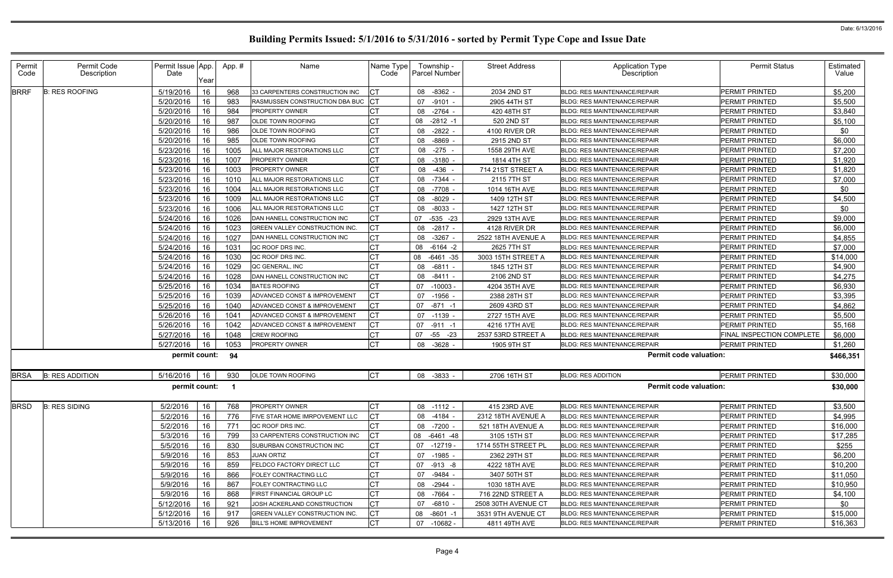# Building Permits Issued: 5/1/2016 to 5/31/2016 - sorted by Permit Type Cope and Issue Date

Date: 6/13/2016

| Permit Code | Permit Code Description | Permit Issue Date | App. Year | App. # | Name | Name Type Code | Township - Parcel Number | Street Address | Application Type Description | Permit Status | Estimated Value |
|---|---|---|---|---|---|---|---|---|---|---|---|
| BRRF | B: RES ROOFING | 5/19/2016 | 16 | 968 | 33 CARPENTERS CONSTRUCTION INC | CT | 08 -8362 - | 2034 2ND ST | BLDG: RES MAINTENANCE/REPAIR | PERMIT PRINTED | $5,200 |
| | | 5/20/2016 | 16 | 983 | RASMUSSEN CONSTRUCTION DBA BUC | CT | 07 -9101 - | 2905 44TH ST | BLDG: RES MAINTENANCE/REPAIR | PERMIT PRINTED | $5,500 |
| | | 5/20/2016 | 16 | 984 | PROPERTY OWNER | CT | 08 -2764 - | 420 48TH ST | BLDG: RES MAINTENANCE/REPAIR | PERMIT PRINTED | $3,840 |
| | | 5/20/2016 | 16 | 987 | OLDE TOWN ROOFING | CT | 08 -2812 -1 | 520 2ND ST | BLDG: RES MAINTENANCE/REPAIR | PERMIT PRINTED | $5,100 |
| | | 5/20/2016 | 16 | 986 | OLDE TOWN ROOFING | CT | 08 -2822 - | 4100 RIVER DR | BLDG: RES MAINTENANCE/REPAIR | PERMIT PRINTED | $0 |
| | | 5/20/2016 | 16 | 985 | OLDE TOWN ROOFING | CT | 08 -8869 - | 2915 2ND ST | BLDG: RES MAINTENANCE/REPAIR | PERMIT PRINTED | $6,000 |
| | | 5/23/2016 | 16 | 1005 | ALL MAJOR RESTORATIONS LLC | CT | 08 -275 - | 1558 29TH AVE | BLDG: RES MAINTENANCE/REPAIR | PERMIT PRINTED | $7,200 |
| | | 5/23/2016 | 16 | 1007 | PROPERTY OWNER | CT | 08 -3180 - | 1814 4TH ST | BLDG: RES MAINTENANCE/REPAIR | PERMIT PRINTED | $1,920 |
| | | 5/23/2016 | 16 | 1003 | PROPERTY OWNER | CT | 08 -436 - | 714 21ST STREET A | BLDG: RES MAINTENANCE/REPAIR | PERMIT PRINTED | $1,820 |
| | | 5/23/2016 | 16 | 1010 | ALL MAJOR RESTORATIONS LLC | CT | 08 -7344 - | 2115 7TH ST | BLDG: RES MAINTENANCE/REPAIR | PERMIT PRINTED | $7,000 |
| | | 5/23/2016 | 16 | 1004 | ALL MAJOR RESTORATIONS LLC | CT | 08 -7708 - | 1014 16TH AVE | BLDG: RES MAINTENANCE/REPAIR | PERMIT PRINTED | $0 |
| | | 5/23/2016 | 16 | 1009 | ALL MAJOR RESTORATIONS LLC | CT | 08 -8029 - | 1409 12TH ST | BLDG: RES MAINTENANCE/REPAIR | PERMIT PRINTED | $4,500 |
| | | 5/23/2016 | 16 | 1006 | ALL MAJOR RESTORATIONS LLC | CT | 08 -8033 - | 1427 12TH ST | BLDG: RES MAINTENANCE/REPAIR | PERMIT PRINTED | $0 |
| | | 5/24/2016 | 16 | 1026 | DAN HANELL CONSTRUCTION INC | CT | 07 -535 -23 | 2929 13TH AVE | BLDG: RES MAINTENANCE/REPAIR | PERMIT PRINTED | $9,000 |
| | | 5/24/2016 | 16 | 1023 | GREEN VALLEY CONSTRUCTION INC. | CT | 08 -2817 - | 4128 RIVER DR | BLDG: RES MAINTENANCE/REPAIR | PERMIT PRINTED | $6,000 |
| | | 5/24/2016 | 16 | 1027 | DAN HANELL CONSTRUCTION INC | CT | 08 -3267 - | 2522 18TH AVENUE A | BLDG: RES MAINTENANCE/REPAIR | PERMIT PRINTED | $4,855 |
| | | 5/24/2016 | 16 | 1031 | QC ROOF DRS INC. | CT | 08 -6164 -2 | 2625 7TH ST | BLDG: RES MAINTENANCE/REPAIR | PERMIT PRINTED | $7,000 |
| | | 5/24/2016 | 16 | 1030 | QC ROOF DRS INC. | CT | 08 -6461 -35 | 3003 15TH STREET A | BLDG: RES MAINTENANCE/REPAIR | PERMIT PRINTED | $14,000 |
| | | 5/24/2016 | 16 | 1029 | QC GENERAL, INC | CT | 08 -6811 - | 1845 12TH ST | BLDG: RES MAINTENANCE/REPAIR | PERMIT PRINTED | $4,900 |
| | | 5/24/2016 | 16 | 1028 | DAN HANELL CONSTRUCTION INC | CT | 08 -8411 - | 2106 2ND ST | BLDG: RES MAINTENANCE/REPAIR | PERMIT PRINTED | $4,275 |
| | | 5/25/2016 | 16 | 1034 | BATES ROOFING | CT | 07 -10003 - | 4204 35TH AVE | BLDG: RES MAINTENANCE/REPAIR | PERMIT PRINTED | $6,930 |
| | | 5/25/2016 | 16 | 1039 | ADVANCED CONST & IMPROVEMENT | CT | 07 -1956 - | 2388 28TH ST | BLDG: RES MAINTENANCE/REPAIR | PERMIT PRINTED | $3,395 |
| | | 5/25/2016 | 16 | 1040 | ADVANCED CONST & IMPROVEMENT | CT | 07 -871 -1 | 2609 43RD ST | BLDG: RES MAINTENANCE/REPAIR | PERMIT PRINTED | $4,862 |
| | | 5/26/2016 | 16 | 1041 | ADVANCED CONST & IMPROVEMENT | CT | 07 -1139 - | 2727 15TH AVE | BLDG: RES MAINTENANCE/REPAIR | PERMIT PRINTED | $5,500 |
| | | 5/26/2016 | 16 | 1042 | ADVANCED CONST & IMPROVEMENT | CT | 07 -911 -1 | 4216 17TH AVE | BLDG: RES MAINTENANCE/REPAIR | PERMIT PRINTED | $5,168 |
| | | 5/27/2016 | 16 | 1048 | CREW ROOFING | CT | 07 -55 -23 | 2537 53RD STREET A | BLDG: RES MAINTENANCE/REPAIR | FINAL INSPECTION COMPLETE | $6,000 |
| | | 5/27/2016 | 16 | 1053 | PROPERTY OWNER | CT | 08 -3628 - | 1905 9TH ST | BLDG: RES MAINTENANCE/REPAIR | PERMIT PRINTED | $1,260 |
| | | **permit count:** | | **94** | | | | | **Permit code valuation:** | | **$466,351** |
| BRSA | B: RES ADDITION | 5/16/2016 | 16 | 930 | OLDE TOWN ROOFING | CT | 08 -3833 - | 2706 16TH ST | BLDG: RES ADDITION | PERMIT PRINTED | $30,000 |
| | | **permit count:** | | **1** | | | | | **Permit code valuation:** | | **$30,000** |
| BRSD | B: RES SIDING | 5/2/2016 | 16 | 768 | PROPERTY OWNER | CT | 08 -1112 - | 415 23RD AVE | BLDG: RES MAINTENANCE/REPAIR | PERMIT PRINTED | $3,500 |
| | | 5/2/2016 | 16 | 776 | FIVE STAR HOME IMRPOVEMENT LLC | CT | 08 -4184 - | 2312 18TH AVENUE A | BLDG: RES MAINTENANCE/REPAIR | PERMIT PRINTED | $4,995 |
| | | 5/2/2016 | 16 | 771 | QC ROOF DRS INC. | CT | 08 -7200 - | 521 18TH AVENUE A | BLDG: RES MAINTENANCE/REPAIR | PERMIT PRINTED | $16,000 |
| | | 5/3/2016 | 16 | 799 | 33 CARPENTERS CONSTRUCTION INC | CT | 08 -6461 -48 | 3105 15TH ST | BLDG: RES MAINTENANCE/REPAIR | PERMIT PRINTED | $17,285 |
| | | 5/5/2016 | 16 | 830 | SUBURBAN CONSTRUCTION INC | CT | 07 -12719 - | 1714 55TH STREET PL | BLDG: RES MAINTENANCE/REPAIR | PERMIT PRINTED | $255 |
| | | 5/9/2016 | 16 | 853 | JUAN ORTIZ | CT | 07 -1985 - | 2362 29TH ST | BLDG: RES MAINTENANCE/REPAIR | PERMIT PRINTED | $6,200 |
| | | 5/9/2016 | 16 | 859 | FELDCO FACTORY DIRECT LLC | CT | 07 -913 -8 | 4222 18TH AVE | BLDG: RES MAINTENANCE/REPAIR | PERMIT PRINTED | $10,200 |
| | | 5/9/2016 | 16 | 866 | FOLEY CONTRACTING LLC | CT | 07 -9484 - | 3407 50TH ST | BLDG: RES MAINTENANCE/REPAIR | PERMIT PRINTED | $11,050 |
| | | 5/9/2016 | 16 | 867 | FOLEY CONTRACTING LLC | CT | 08 -2944 - | 1030 18TH AVE | BLDG: RES MAINTENANCE/REPAIR | PERMIT PRINTED | $10,950 |
| | | 5/9/2016 | 16 | 868 | FIRST FINANCIAL GROUP LC | CT | 08 -7664 - | 716 22ND STREET A | BLDG: RES MAINTENANCE/REPAIR | PERMIT PRINTED | $4,100 |
| | | 5/12/2016 | 16 | 921 | JOSH ACKERLAND CONSTRUCTION | CT | 07 -6810 - | 2508 30TH AVENUE CT | BLDG: RES MAINTENANCE/REPAIR | PERMIT PRINTED | $0 |
| | | 5/12/2016 | 16 | 917 | GREEN VALLEY CONSTRUCTION INC. | CT | 08 -8601 -1 | 3531 9TH AVENUE CT | BLDG: RES MAINTENANCE/REPAIR | PERMIT PRINTED | $15,000 |
| | | 5/13/2016 | 16 | 926 | BILL'S HOME IMPROVEMENT | CT | 07 -10682 - | 4811 49TH AVE | BLDG: RES MAINTENANCE/REPAIR | PERMIT PRINTED | $16,363 |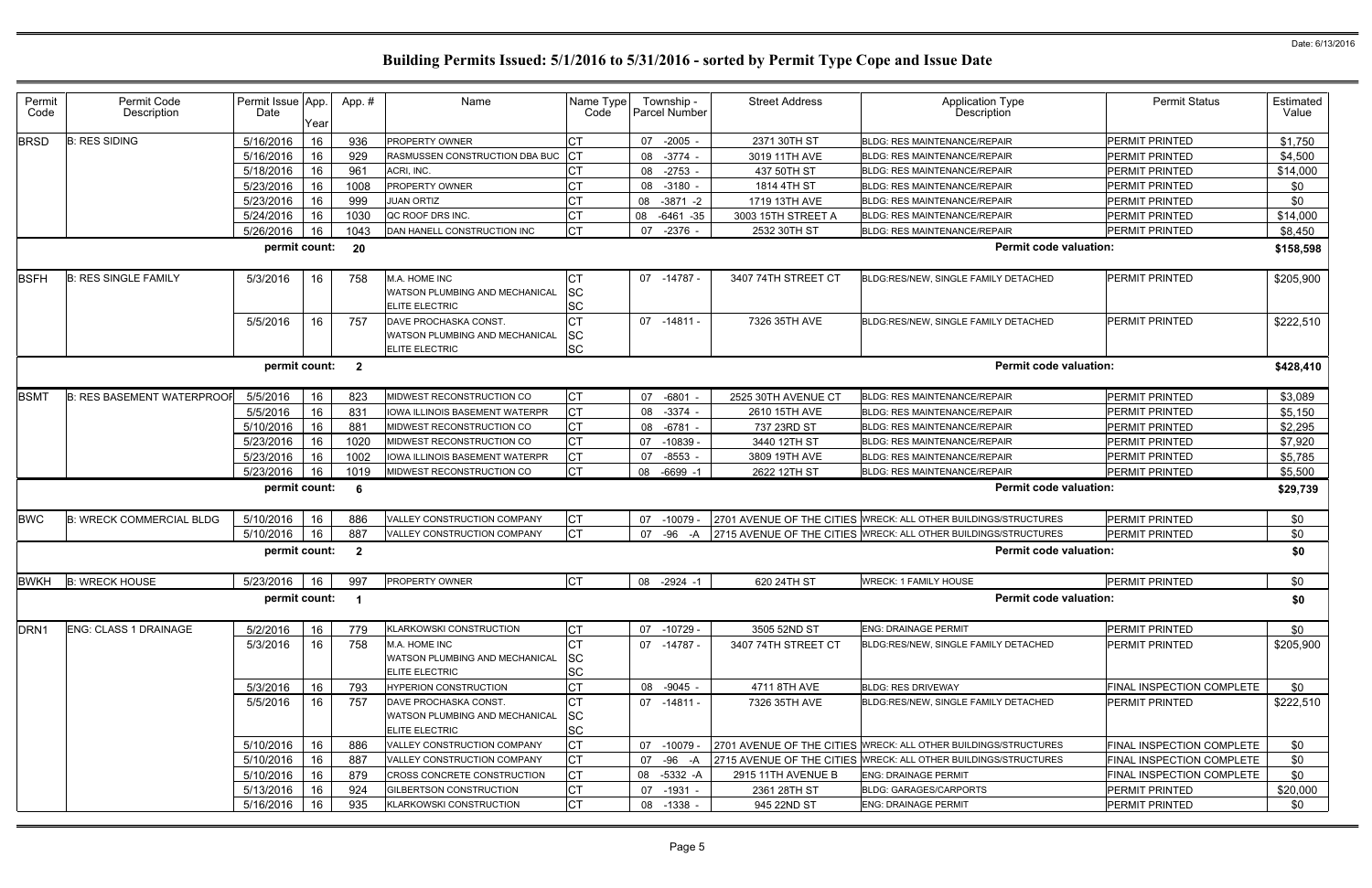Date: 6/13/2016

# Building Permits Issued: 5/1/2016 to 5/31/2016 - sorted by Permit Type Cope and Issue Date

| Permit Code | Permit Code Description | Permit Issue Date | App. Year | App. # | Name | Name Type Code | Township - Parcel Number | Street Address | Application Type Description | Permit Status | Estimated Value |
|---|---|---|---|---|---|---|---|---|---|---|---|
| BRSD | B: RES SIDING | 5/16/2016 | 16 | 936 | PROPERTY OWNER | CT | 07 -2005 - | 2371 30TH ST | BLDG: RES MAINTENANCE/REPAIR | PERMIT PRINTED | $1,750 |
| | | 5/16/2016 | 16 | 929 | RASMUSSEN CONSTRUCTION DBA BUC | CT | 08 -3774 - | 3019 11TH AVE | BLDG: RES MAINTENANCE/REPAIR | PERMIT PRINTED | $4,500 |
| | | 5/18/2016 | 16 | 961 | ACRI, INC. | CT | 08 -2753 - | 437 50TH ST | BLDG: RES MAINTENANCE/REPAIR | PERMIT PRINTED | $14,000 |
| | | 5/23/2016 | 16 | 1008 | PROPERTY OWNER | CT | 08 -3180 - | 1814 4TH ST | BLDG: RES MAINTENANCE/REPAIR | PERMIT PRINTED | $0 |
| | | 5/23/2016 | 16 | 999 | JUAN ORTIZ | CT | 08 -3871 -2 | 1719 13TH AVE | BLDG: RES MAINTENANCE/REPAIR | PERMIT PRINTED | $0 |
| | | 5/24/2016 | 16 | 1030 | QC ROOF DRS INC. | CT | 08 -6461 -35 | 3003 15TH STREET A | BLDG: RES MAINTENANCE/REPAIR | PERMIT PRINTED | $14,000 |
| | | 5/26/2016 | 16 | 1043 | DAN HANELL CONSTRUCTION INC | CT | 07 -2376 - | 2532 30TH ST | BLDG: RES MAINTENANCE/REPAIR | PERMIT PRINTED | $8,450 |
| | | permit count: | | 20 | | | | | Permit code valuation: | | $158,598 |
| BSFH | B: RES SINGLE FAMILY | 5/3/2016 | 16 | 758 | M.A. HOME INC<br>WATSON PLUMBING AND MECHANICAL<br>ELITE ELECTRIC | CT<br>SC<br>SC | 07 -14787 - | 3407 74TH STREET CT | BLDG:RES/NEW, SINGLE FAMILY DETACHED | PERMIT PRINTED | $205,900 |
| | | 5/5/2016 | 16 | 757 | DAVE PROCHASKA CONST.<br>WATSON PLUMBING AND MECHANICAL<br>ELITE ELECTRIC | CT<br>SC<br>SC | 07 -14811 - | 7326 35TH AVE | BLDG:RES/NEW, SINGLE FAMILY DETACHED | PERMIT PRINTED | $222,510 |
| | | permit count: | | 2 | | | | | Permit code valuation: | | $428,410 |
| BSMT | B: RES BASEMENT WATERPROOF | 5/5/2016 | 16 | 823 | MIDWEST RECONSTRUCTION CO | CT | 07 -6801 - | 2525 30TH AVENUE CT | BLDG: RES MAINTENANCE/REPAIR | PERMIT PRINTED | $3,089 |
| | | 5/5/2016 | 16 | 831 | IOWA ILLINOIS BASEMENT WATERPR | CT | 08 -3374 - | 2610 15TH AVE | BLDG: RES MAINTENANCE/REPAIR | PERMIT PRINTED | $5,150 |
| | | 5/10/2016 | 16 | 881 | MIDWEST RECONSTRUCTION CO | CT | 08 -6781 - | 737 23RD ST | BLDG: RES MAINTENANCE/REPAIR | PERMIT PRINTED | $2,295 |
| | | 5/23/2016 | 16 | 1020 | MIDWEST RECONSTRUCTION CO | CT | 07 -10839 - | 3440 12TH ST | BLDG: RES MAINTENANCE/REPAIR | PERMIT PRINTED | $7,920 |
| | | 5/23/2016 | 16 | 1002 | IOWA ILLINOIS BASEMENT WATERPR | CT | 07 -8553 - | 3809 19TH AVE | BLDG: RES MAINTENANCE/REPAIR | PERMIT PRINTED | $5,785 |
| | | 5/23/2016 | 16 | 1019 | MIDWEST RECONSTRUCTION CO | CT | 08 -6699 -1 | 2622 12TH ST | BLDG: RES MAINTENANCE/REPAIR | PERMIT PRINTED | $5,500 |
| | | permit count: | | 6 | | | | | Permit code valuation: | | $29,739 |
| BWC | B: WRECK COMMERCIAL BLDG | 5/10/2016 | 16 | 886 | VALLEY CONSTRUCTION COMPANY | CT | 07 -10079 - | 2701 AVENUE OF THE CITIES | WRECK: ALL OTHER BUILDINGS/STRUCTURES | PERMIT PRINTED | $0 |
| | | 5/10/2016 | 16 | 887 | VALLEY CONSTRUCTION COMPANY | CT | 07 -96 -A | 2715 AVENUE OF THE CITIES | WRECK: ALL OTHER BUILDINGS/STRUCTURES | PERMIT PRINTED | $0 |
| | | permit count: | | 2 | | | | | Permit code valuation: | | $0 |
| BWKH | B: WRECK HOUSE | 5/23/2016 | 16 | 997 | PROPERTY OWNER | CT | 08 -2924 -1 | 620 24TH ST | WRECK: 1 FAMILY HOUSE | PERMIT PRINTED | $0 |
| | | permit count: | | 1 | | | | | Permit code valuation: | | $0 |
| DRN1 | ENG: CLASS 1 DRAINAGE | 5/2/2016 | 16 | 779 | KLARKOWSKI CONSTRUCTION | CT | 07 -10729 - | 3505 52ND ST | ENG: DRAINAGE PERMIT | PERMIT PRINTED | $0 |
| | | 5/3/2016 | 16 | 758 | M.A. HOME INC<br>WATSON PLUMBING AND MECHANICAL<br>ELITE ELECTRIC | CT<br>SC<br>SC | 07 -14787 - | 3407 74TH STREET CT | BLDG:RES/NEW, SINGLE FAMILY DETACHED | PERMIT PRINTED | $205,900 |
| | | 5/3/2016 | 16 | 793 | HYPERION CONSTRUCTION | CT | 08 -9045 - | 4711 8TH AVE | BLDG: RES DRIVEWAY | FINAL INSPECTION COMPLETE | $0 |
| | | 5/5/2016 | 16 | 757 | DAVE PROCHASKA CONST.<br>WATSON PLUMBING AND MECHANICAL<br>ELITE ELECTRIC | CT<br>SC<br>SC | 07 -14811 - | 7326 35TH AVE | BLDG:RES/NEW, SINGLE FAMILY DETACHED | PERMIT PRINTED | $222,510 |
| | | 5/10/2016 | 16 | 886 | VALLEY CONSTRUCTION COMPANY | CT | 07 -10079 - | 2701 AVENUE OF THE CITIES | WRECK: ALL OTHER BUILDINGS/STRUCTURES | FINAL INSPECTION COMPLETE | $0 |
| | | 5/10/2016 | 16 | 887 | VALLEY CONSTRUCTION COMPANY | CT | 07 -96 -A | 2715 AVENUE OF THE CITIES | WRECK: ALL OTHER BUILDINGS/STRUCTURES | FINAL INSPECTION COMPLETE | $0 |
| | | 5/10/2016 | 16 | 879 | CROSS CONCRETE CONSTRUCTION | CT | 08 -5332 -A | 2915 11TH AVENUE B | ENG: DRAINAGE PERMIT | FINAL INSPECTION COMPLETE | $0 |
| | | 5/13/2016 | 16 | 924 | GILBERTSON CONSTRUCTION | CT | 07 -1931 - | 2361 28TH ST | BLDG: GARAGES/CARPORTS | PERMIT PRINTED | $20,000 |
| | | 5/16/2016 | 16 | 935 | KLARKOWSKI CONSTRUCTION | CT | 08 -1338 - | 945 22ND ST | ENG: DRAINAGE PERMIT | PERMIT PRINTED | $0 |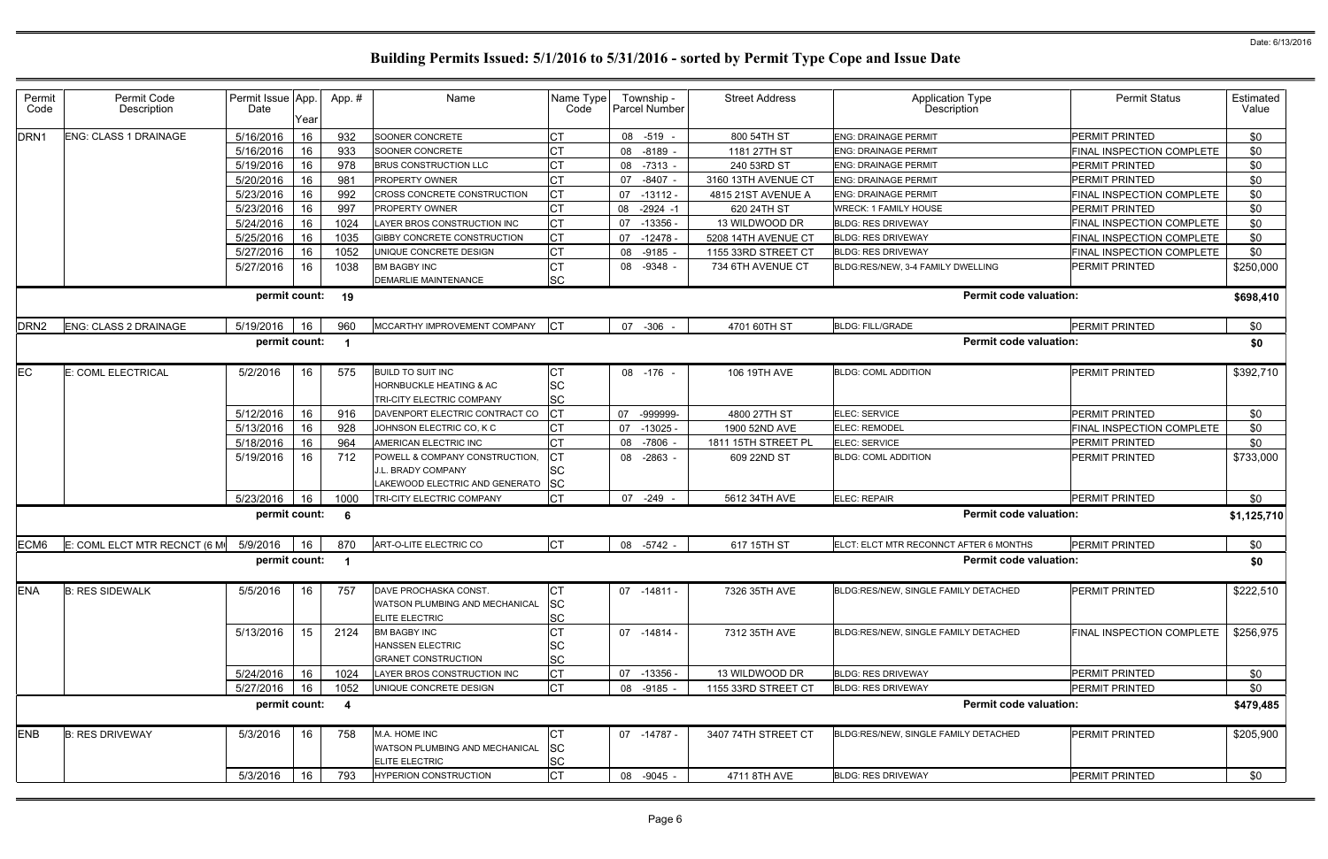Date: 6/13/2016

# Building Permits Issued: 5/1/2016 to 5/31/2016 - sorted by Permit Type Cope and Issue Date

| Permit Code | Permit Code Description | Permit Issue Date | App. Year | App. # | Name | Name Type Code | Township - Parcel Number | Street Address | Application Type Description | Permit Status | Estimated Value |
|---|---|---|---|---|---|---|---|---|---|---|---|
| DRN1 | ENG: CLASS 1 DRAINAGE | 5/16/2016 | 16 | 932 | SOONER CONCRETE | CT | 08 -519 - | 800 54TH ST | ENG: DRAINAGE PERMIT | PERMIT PRINTED | $0 |
| | | 5/16/2016 | 16 | 933 | SOONER CONCRETE | CT | 08 -8189 - | 1181 27TH ST | ENG: DRAINAGE PERMIT | FINAL INSPECTION COMPLETE | $0 |
| | | 5/19/2016 | 16 | 978 | BRUS CONSTRUCTION LLC | CT | 08 -7313 - | 240 53RD ST | ENG: DRAINAGE PERMIT | PERMIT PRINTED | $0 |
| | | 5/20/2016 | 16 | 981 | PROPERTY OWNER | CT | 07 -8407 - | 3160 13TH AVENUE CT | ENG: DRAINAGE PERMIT | PERMIT PRINTED | $0 |
| | | 5/23/2016 | 16 | 992 | CROSS CONCRETE CONSTRUCTION | CT | 07 -13112 - | 4815 21ST AVENUE A | ENG: DRAINAGE PERMIT | FINAL INSPECTION COMPLETE | $0 |
| | | 5/23/2016 | 16 | 997 | PROPERTY OWNER | CT | 08 -2924 -1 | 620 24TH ST | WRECK: 1 FAMILY HOUSE | PERMIT PRINTED | $0 |
| | | 5/24/2016 | 16 | 1024 | LAYER BROS CONSTRUCTION INC | CT | 07 -13356 - | 13 WILDWOOD DR | BLDG: RES DRIVEWAY | FINAL INSPECTION COMPLETE | $0 |
| | | 5/25/2016 | 16 | 1035 | GIBBY CONCRETE CONSTRUCTION | CT | 07 -12478 - | 5208 14TH AVENUE CT | BLDG: RES DRIVEWAY | FINAL INSPECTION COMPLETE | $0 |
| | | 5/27/2016 | 16 | 1052 | UNIQUE CONCRETE DESIGN | CT | 08 -9185 - | 1155 33RD STREET CT | BLDG: RES DRIVEWAY | FINAL INSPECTION COMPLETE | $0 |
| | | 5/27/2016 | 16 | 1038 | BM BAGBY INC<br>DEMARLIE MAINTENANCE | CT<br>SC | 08 -9348 - | 734 6TH AVENUE CT | BLDG:RES/NEW, 3-4 FAMILY DWELLING | PERMIT PRINTED | $250,000 |
| | | **permit count:** | | **19** | | | | | **Permit code valuation:** | | **$698,410** |
| DRN2 | ENG: CLASS 2 DRAINAGE | 5/19/2016 | 16 | 960 | MCCARTHY IMPROVEMENT COMPANY | CT | 07 -306 - | 4701 60TH ST | BLDG: FILL/GRADE | PERMIT PRINTED | $0 |
| | | **permit count:** | | **1** | | | | | **Permit code valuation:** | | **$0** |
| EC | E: COML ELECTRICAL | 5/2/2016 | 16 | 575 | BUILD TO SUIT INC<br>HORNBUCKLE HEATING & AC<br>TRI-CITY ELECTRIC COMPANY | CT<br>SC<br>SC | 08 -176 - | 106 19TH AVE | BLDG: COML ADDITION | PERMIT PRINTED | $392,710 |
| | | 5/12/2016 | 16 | 916 | DAVENPORT ELECTRIC CONTRACT CO | CT | 07 -999999- | 4800 27TH ST | ELEC: SERVICE | PERMIT PRINTED | $0 |
| | | 5/13/2016 | 16 | 928 | JOHNSON ELECTRIC CO, K C | CT | 07 -13025 - | 1900 52ND AVE | ELEC: REMODEL | FINAL INSPECTION COMPLETE | $0 |
| | | 5/18/2016 | 16 | 964 | AMERICAN ELECTRIC INC | CT | 08 -7806 - | 1811 15TH STREET PL | ELEC: SERVICE | PERMIT PRINTED | $0 |
| | | 5/19/2016 | 16 | 712 | POWELL & COMPANY CONSTRUCTION,<br>J.L. BRADY COMPANY<br>LAKEWOOD ELECTRIC AND GENERATO | CT<br>SC<br>SC | 08 -2863 - | 609 22ND ST | BLDG: COML ADDITION | PERMIT PRINTED | $733,000 |
| | | 5/23/2016 | 16 | 1000 | TRI-CITY ELECTRIC COMPANY | CT | 07 -249 - | 5612 34TH AVE | ELEC: REPAIR | PERMIT PRINTED | $0 |
| | | **permit count:** | | **6** | | | | | **Permit code valuation:** | | **$1,125,710** |
| ECM6 | E: COML ELCT MTR RECNCT (6 M | 5/9/2016 | 16 | 870 | ART-O-LITE ELECTRIC CO | CT | 08 -5742 - | 617 15TH ST | ELCT: ELCT MTR RECONNCT AFTER 6 MONTHS | PERMIT PRINTED | $0 |
| | | **permit count:** | | **1** | | | | | **Permit code valuation:** | | **$0** |
| ENA | B: RES SIDEWALK | 5/5/2016 | 16 | 757 | DAVE PROCHASKA CONST.<br>WATSON PLUMBING AND MECHANICAL<br>ELITE ELECTRIC | CT<br>SC<br>SC | 07 -14811 - | 7326 35TH AVE | BLDG:RES/NEW, SINGLE FAMILY DETACHED | PERMIT PRINTED | $222,510 |
| | | 5/13/2016 | 15 | 2124 | BM BAGBY INC<br>HANSSEN ELECTRIC<br>GRANET CONSTRUCTION | CT<br>SC<br>SC | 07 -14814 - | 7312 35TH AVE | BLDG:RES/NEW, SINGLE FAMILY DETACHED | FINAL INSPECTION COMPLETE | $256,975 |
| | | 5/24/2016 | 16 | 1024 | LAYER BROS CONSTRUCTION INC | CT | 07 -13356 - | 13 WILDWOOD DR | BLDG: RES DRIVEWAY | PERMIT PRINTED | $0 |
| | | 5/27/2016 | 16 | 1052 | UNIQUE CONCRETE DESIGN | CT | 08 -9185 - | 1155 33RD STREET CT | BLDG: RES DRIVEWAY | PERMIT PRINTED | $0 |
| | | **permit count:** | | **4** | | | | | **Permit code valuation:** | | **$479,485** |
| ENB | B: RES DRIVEWAY | 5/3/2016 | 16 | 758 | M.A. HOME INC<br>WATSON PLUMBING AND MECHANICAL<br>ELITE ELECTRIC | CT<br>SC<br>SC | 07 -14787 - | 3407 74TH STREET CT | BLDG:RES/NEW, SINGLE FAMILY DETACHED | PERMIT PRINTED | $205,900 |
| | | 5/3/2016 | 16 | 793 | HYPERION CONSTRUCTION | CT | 08 -9045 - | 4711 8TH AVE | BLDG: RES DRIVEWAY | PERMIT PRINTED | $0 |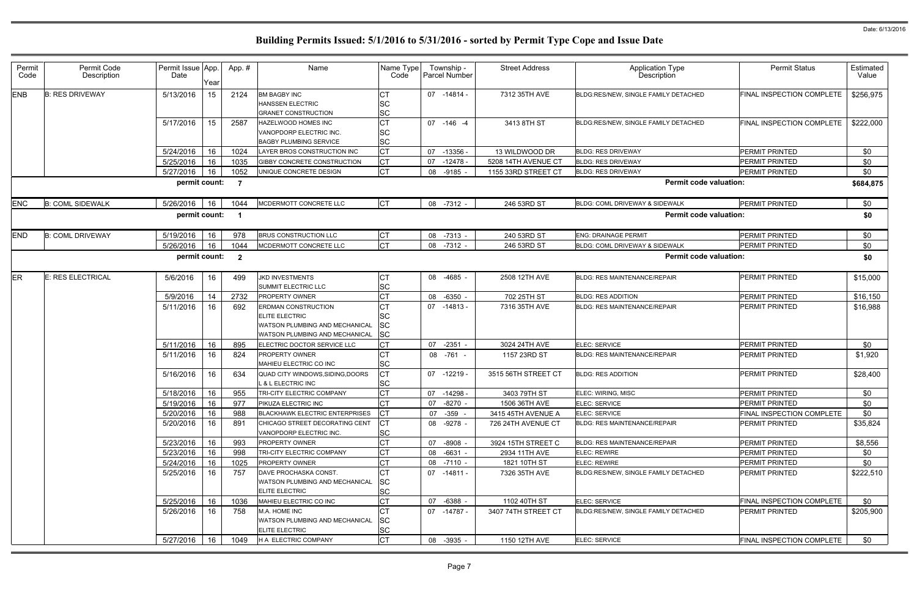# Building Permits Issued: 5/1/2016 to 5/31/2016 - sorted by Permit Type Cope and Issue Date

Date: 6/13/2016

| Permit Code | Permit Code Description | Permit Issue Date | App. Year | App. # | Name | Name Type Code | Township - Parcel Number | Street Address | Application Type Description | Permit Status | Estimated Value |
|---|---|---|---|---|---|---|---|---|---|---|---|
| ENB | B: RES DRIVEWAY | 5/13/2016 | 15 | 2124 | BM BAGBY INC<br>HANSSEN ELECTRIC<br>GRANET CONSTRUCTION | CT<br>SC<br>SC | 07 -14814 - | 7312 35TH AVE | BLDG:RES/NEW, SINGLE FAMILY DETACHED | FINAL INSPECTION COMPLETE | $256,975 |
| | | 5/17/2016 | 15 | 2587 | HAZELWOOD HOMES INC<br>VANOPDORP ELECTRIC INC.<br>BAGBY PLUMBING SERVICE | CT<br>SC<br>SC | 07 -146 -4 | 3413 8TH ST | BLDG:RES/NEW, SINGLE FAMILY DETACHED | FINAL INSPECTION COMPLETE | $222,000 |
| | | 5/24/2016 | 16 | 1024 | LAYER BROS CONSTRUCTION INC | CT | 07 -13356 - | 13 WILDWOOD DR | BLDG: RES DRIVEWAY | PERMIT PRINTED | $0 |
| | | 5/25/2016 | 16 | 1035 | GIBBY CONCRETE CONSTRUCTION | CT | 07 -12478 - | 5208 14TH AVENUE CT | BLDG: RES DRIVEWAY | PERMIT PRINTED | $0 |
| | | 5/27/2016 | 16 | 1052 | UNIQUE CONCRETE DESIGN | CT | 08 -9185 - | 1155 33RD STREET CT | BLDG: RES DRIVEWAY | PERMIT PRINTED | $0 |
| | | permit count: | | 7 | | | | | Permit code valuation: | | $684,875 |
| ENC | B: COML SIDEWALK | 5/26/2016 | 16 | 1044 | MCDERMOTT CONCRETE LLC | CT | 08 -7312 - | 246 53RD ST | BLDG: COML DRIVEWAY & SIDEWALK | PERMIT PRINTED | $0 |
| | | permit count: | | 1 | | | | | Permit code valuation: | | $0 |
| END | B: COML DRIVEWAY | 5/19/2016 | 16 | 978 | BRUS CONSTRUCTION LLC | CT | 08 -7313 - | 240 53RD ST | ENG: DRAINAGE PERMIT | PERMIT PRINTED | $0 |
| | | 5/26/2016 | 16 | 1044 | MCDERMOTT CONCRETE LLC | CT | 08 -7312 - | 246 53RD ST | BLDG: COML DRIVEWAY & SIDEWALK | PERMIT PRINTED | $0 |
| | | permit count: | | 2 | | | | | Permit code valuation: | | $0 |
| ER | E: RES ELECTRICAL | 5/6/2016 | 16 | 499 | JKD INVESTMENTS<br>SUMMIT ELECTRIC LLC | CT<br>SC | 08 -4685 - | 2508 12TH AVE | BLDG: RES MAINTENANCE/REPAIR | PERMIT PRINTED | $15,000 |
| | | 5/9/2016 | 14 | 2732 | PROPERTY OWNER | CT | 08 -6350 - | 702 25TH ST | BLDG: RES ADDITION | PERMIT PRINTED | $16,150 |
| | | 5/11/2016 | 16 | 692 | ERDMAN CONSTRUCTION<br>ELITE ELECTRIC<br>WATSON PLUMBING AND MECHANICAL<br>WATSON PLUMBING AND MECHANICAL | CT<br>SC<br>SC<br>SC | 07 -14813 - | 7316 35TH AVE | BLDG: RES MAINTENANCE/REPAIR | PERMIT PRINTED | $16,988 |
| | | 5/11/2016 | 16 | 895 | ELECTRIC DOCTOR SERVICE LLC | CT | 07 -2351 - | 3024 24TH AVE | ELEC: SERVICE | PERMIT PRINTED | $0 |
| | | 5/11/2016 | 16 | 824 | PROPERTY OWNER<br>MAHIEU ELECTRIC CO INC | CT<br>SC | 08 -761 - | 1157 23RD ST | BLDG: RES MAINTENANCE/REPAIR | PERMIT PRINTED | $1,920 |
| | | 5/16/2016 | 16 | 634 | QUAD CITY WINDOWS,SIDING,DOORS<br>L & L ELECTRIC INC | CT<br>SC | 07 -12219 - | 3515 56TH STREET CT | BLDG: RES ADDITION | PERMIT PRINTED | $28,400 |
| | | 5/18/2016 | 16 | 955 | TRI-CITY ELECTRIC COMPANY | CT | 07 -14298 - | 3403 79TH ST | ELEC: WIRING, MISC | PERMIT PRINTED | $0 |
| | | 5/19/2016 | 16 | 977 | PIKUZA ELECTRIC INC | CT | 07 -8270 - | 1506 36TH AVE | ELEC: SERVICE | PERMIT PRINTED | $0 |
| | | 5/20/2016 | 16 | 988 | BLACKHAWK ELECTRIC ENTERPRISES | CT | 07 -359 - | 3415 45TH AVENUE A | ELEC: SERVICE | FINAL INSPECTION COMPLETE | $0 |
| | | 5/20/2016 | 16 | 891 | CHICAGO STREET DECORATING CENT<br>VANOPDORP ELECTRIC INC. | CT<br>SC | 08 -9278 - | 726 24TH AVENUE CT | BLDG: RES MAINTENANCE/REPAIR | PERMIT PRINTED | $35,824 |
| | | 5/23/2016 | 16 | 993 | PROPERTY OWNER | CT | 07 -8908 - | 3924 15TH STREET C | BLDG: RES MAINTENANCE/REPAIR | PERMIT PRINTED | $8,556 |
| | | 5/23/2016 | 16 | 998 | TRI-CITY ELECTRIC COMPANY | CT | 08 -6631 - | 2934 11TH AVE | ELEC: REWIRE | PERMIT PRINTED | $0 |
| | | 5/24/2016 | 16 | 1025 | PROPERTY OWNER | CT | 08 -7110 - | 1821 10TH ST | ELEC: REWIRE | PERMIT PRINTED | $0 |
| | | 5/25/2016 | 16 | 757 | DAVE PROCHASKA CONST.<br>WATSON PLUMBING AND MECHANICAL<br>ELITE ELECTRIC | CT<br>SC<br>SC | 07 -14811 - | 7326 35TH AVE | BLDG:RES/NEW, SINGLE FAMILY DETACHED | PERMIT PRINTED | $222,510 |
| | | 5/25/2016 | 16 | 1036 | MAHIEU ELECTRIC CO INC | CT | 07 -6388 - | 1102 40TH ST | ELEC: SERVICE | FINAL INSPECTION COMPLETE | $0 |
| | | 5/26/2016 | 16 | 758 | M.A. HOME INC<br>WATSON PLUMBING AND MECHANICAL<br>ELITE ELECTRIC | CT<br>SC<br>SC | 07 -14787 - | 3407 74TH STREET CT | BLDG:RES/NEW, SINGLE FAMILY DETACHED | PERMIT PRINTED | $205,900 |
| | | 5/27/2016 | 16 | 1049 | H A ELECTRIC COMPANY | CT | 08 -3935 - | 1150 12TH AVE | ELEC: SERVICE | FINAL INSPECTION COMPLETE | $0 |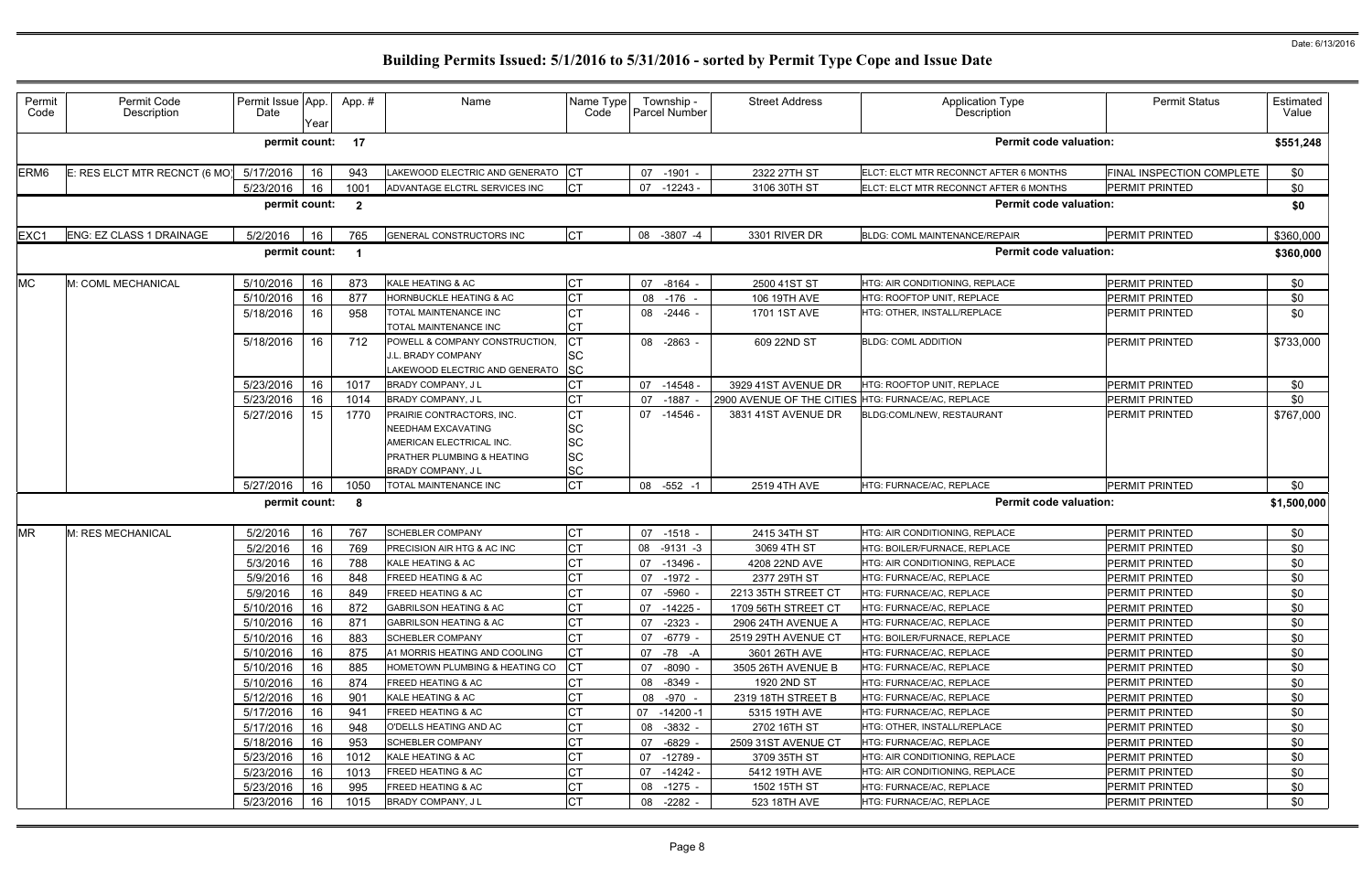Date: 6/13/2016

# Building Permits Issued: 5/1/2016 to 5/31/2016 - sorted by Permit Type Cope and Issue Date

| Permit Code | Permit Code Description | Permit Issue Date | App. Year | App. # | Name | Name Type Code | Township - Parcel Number | Street Address | Application Type Description | Permit Status | Estimated Value |
|---|---|---|---|---|---|---|---|---|---|---|---|
| | | permit count: | | 17 | | | | | Permit code valuation: | | $551,248 |
| ERM6 | E: RES ELCT MTR RECNCT (6 MO) | 5/17/2016 | 16 | 943 | LAKEWOOD ELECTRIC AND GENERATO | CT | 07 -1901 - | 2322 27TH ST | ELCT: ELCT MTR RECONNCT AFTER 6 MONTHS | FINAL INSPECTION COMPLETE | $0 |
| | | 5/23/2016 | 16 | 1001 | ADVANTAGE ELCTRL SERVICES INC | CT | 07 -12243 - | 3106 30TH ST | ELCT: ELCT MTR RECONNCT AFTER 6 MONTHS | PERMIT PRINTED | $0 |
| | | permit count: | | 2 | | | | | Permit code valuation: | | $0 |
| EXC1 | ENG: EZ CLASS 1 DRAINAGE | 5/2/2016 | 16 | 765 | GENERAL CONSTRUCTORS INC | CT | 08 -3807 -4 | 3301 RIVER DR | BLDG: COML MAINTENANCE/REPAIR | PERMIT PRINTED | $360,000 |
| | | permit count: | | 1 | | | | | Permit code valuation: | | $360,000 |
| MC | M: COML MECHANICAL | 5/10/2016 | 16 | 873 | KALE HEATING & AC | CT | 07 -8164 - | 2500 41ST ST | HTG: AIR CONDITIONING, REPLACE | PERMIT PRINTED | $0 |
| | | 5/10/2016 | 16 | 877 | HORNBUCKLE HEATING & AC | CT | 08 -176 - | 106 19TH AVE | HTG: ROOFTOP UNIT, REPLACE | PERMIT PRINTED | $0 |
| | | 5/18/2016 | 16 | 958 | TOTAL MAINTENANCE INC<br>TOTAL MAINTENANCE INC | CT<br>CT | 08 -2446 - | 1701 1ST AVE | HTG: OTHER, INSTALL/REPLACE | PERMIT PRINTED | $0 |
| | | 5/18/2016 | 16 | 712 | POWELL & COMPANY CONSTRUCTION,<br>J.L. BRADY COMPANY<br>LAKEWOOD ELECTRIC AND GENERATO | CT<br>SC<br>SC | 08 -2863 - | 609 22ND ST | BLDG: COML ADDITION | PERMIT PRINTED | $733,000 |
| | | 5/23/2016 | 16 | 1017 | BRADY COMPANY, J L | CT | 07 -14548 - | 3929 41ST AVENUE DR | HTG: ROOFTOP UNIT, REPLACE | PERMIT PRINTED | $0 |
| | | 5/23/2016 | 16 | 1014 | BRADY COMPANY, J L | CT | 07 -1887 - | 2900 AVENUE OF THE CITIES | HTG: FURNACE/AC, REPLACE | PERMIT PRINTED | $0 |
| | | 5/27/2016 | 15 | 1770 | PRAIRIE CONTRACTORS, INC.<br>NEEDHAM EXCAVATING<br>AMERICAN ELECTRICAL INC.<br>PRATHER PLUMBING & HEATING<br>BRADY COMPANY, J L | CT<br>SC<br>SC<br>SC<br>SC | 07 -14546 - | 3831 41ST AVENUE DR | BLDG:COML/NEW, RESTAURANT | PERMIT PRINTED | $767,000 |
| | | 5/27/2016 | 16 | 1050 | TOTAL MAINTENANCE INC | CT | 08 -552 -1 | 2519 4TH AVE | HTG: FURNACE/AC, REPLACE | PERMIT PRINTED | $0 |
| | | permit count: | | 8 | | | | | Permit code valuation: | | $1,500,000 |
| MR | M: RES MECHANICAL | 5/2/2016 | 16 | 767 | SCHEBLER COMPANY | CT | 07 -1518 - | 2415 34TH ST | HTG: AIR CONDITIONING, REPLACE | PERMIT PRINTED | $0 |
| | | 5/2/2016 | 16 | 769 | PRECISION AIR HTG & AC INC | CT | 08 -9131 -3 | 3069 4TH ST | HTG: BOILER/FURNACE, REPLACE | PERMIT PRINTED | $0 |
| | | 5/3/2016 | 16 | 788 | KALE HEATING & AC | CT | 07 -13496 - | 4208 22ND AVE | HTG: AIR CONDITIONING, REPLACE | PERMIT PRINTED | $0 |
| | | 5/9/2016 | 16 | 848 | FREED HEATING & AC | CT | 07 -1972 - | 2377 29TH ST | HTG: FURNACE/AC, REPLACE | PERMIT PRINTED | $0 |
| | | 5/9/2016 | 16 | 849 | FREED HEATING & AC | CT | 07 -5960 - | 2213 35TH STREET CT | HTG: FURNACE/AC, REPLACE | PERMIT PRINTED | $0 |
| | | 5/10/2016 | 16 | 872 | GABRILSON HEATING & AC | CT | 07 -14225 - | 1709 56TH STREET CT | HTG: FURNACE/AC, REPLACE | PERMIT PRINTED | $0 |
| | | 5/10/2016 | 16 | 871 | GABRILSON HEATING & AC | CT | 07 -2323 - | 2906 24TH AVENUE A | HTG: FURNACE/AC, REPLACE | PERMIT PRINTED | $0 |
| | | 5/10/2016 | 16 | 883 | SCHEBLER COMPANY | CT | 07 -6779 - | 2519 29TH AVENUE CT | HTG: BOILER/FURNACE, REPLACE | PERMIT PRINTED | $0 |
| | | 5/10/2016 | 16 | 875 | A1 MORRIS HEATING AND COOLING | CT | 07 -78 -A | 3601 26TH AVE | HTG: FURNACE/AC, REPLACE | PERMIT PRINTED | $0 |
| | | 5/10/2016 | 16 | 885 | HOMETOWN PLUMBING & HEATING CO | CT | 07 -8090 - | 3505 26TH AVENUE B | HTG: FURNACE/AC, REPLACE | PERMIT PRINTED | $0 |
| | | 5/10/2016 | 16 | 874 | FREED HEATING & AC | CT | 08 -8349 - | 1920 2ND ST | HTG: FURNACE/AC, REPLACE | PERMIT PRINTED | $0 |
| | | 5/12/2016 | 16 | 901 | KALE HEATING & AC | CT | 08 -970 - | 2319 18TH STREET B | HTG: FURNACE/AC, REPLACE | PERMIT PRINTED | $0 |
| | | 5/17/2016 | 16 | 941 | FREED HEATING & AC | CT | 07 -14200 -1 | 5315 19TH AVE | HTG: FURNACE/AC, REPLACE | PERMIT PRINTED | $0 |
| | | 5/17/2016 | 16 | 948 | O'DELLS HEATING AND AC | CT | 08 -3832 - | 2702 16TH ST | HTG: OTHER, INSTALL/REPLACE | PERMIT PRINTED | $0 |
| | | 5/18/2016 | 16 | 953 | SCHEBLER COMPANY | CT | 07 -6829 - | 2509 31ST AVENUE CT | HTG: FURNACE/AC, REPLACE | PERMIT PRINTED | $0 |
| | | 5/23/2016 | 16 | 1012 | KALE HEATING & AC | CT | 07 -12789 - | 3709 35TH ST | HTG: AIR CONDITIONING, REPLACE | PERMIT PRINTED | $0 |
| | | 5/23/2016 | 16 | 1013 | FREED HEATING & AC | CT | 07 -14242 - | 5412 19TH AVE | HTG: AIR CONDITIONING, REPLACE | PERMIT PRINTED | $0 |
| | | 5/23/2016 | 16 | 995 | FREED HEATING & AC | CT | 08 -1275 - | 1502 15TH ST | HTG: FURNACE/AC, REPLACE | PERMIT PRINTED | $0 |
| | | 5/23/2016 | 16 | 1015 | BRADY COMPANY, J L | CT | 08 -2282 - | 523 18TH AVE | HTG: FURNACE/AC, REPLACE | PERMIT PRINTED | $0 |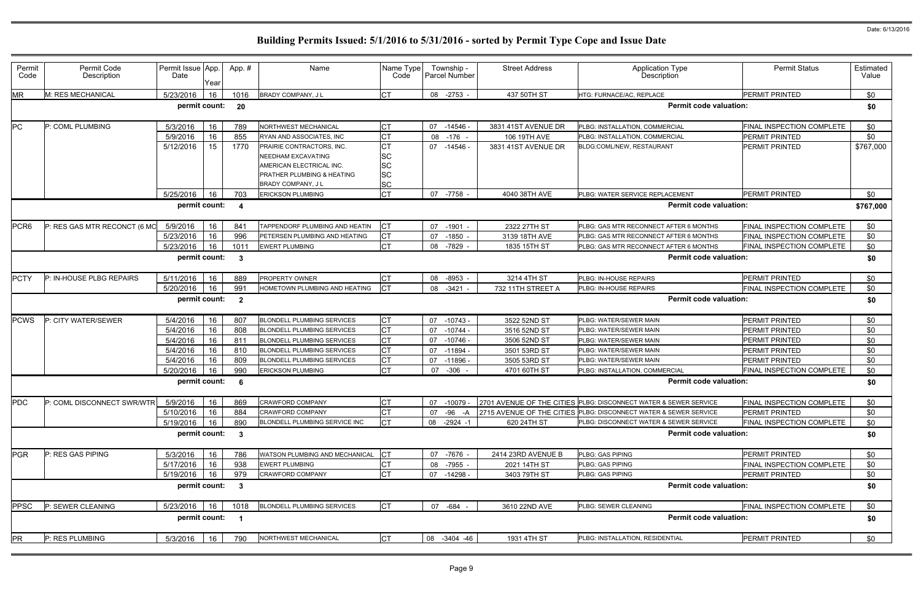# Building Permits Issued: 5/1/2016 to 5/31/2016 - sorted by Permit Type Cope and Issue Date

Date: 6/13/2016

| Permit Code | Permit Code Description | Permit Issue Date | App. Year | App. # | Name | Name Type Code | Township - Parcel Number | Street Address | Application Type Description | Permit Status | Estimated Value |
|---|---|---|---|---|---|---|---|---|---|---|---|
| MR | M: RES MECHANICAL | 5/23/2016 | 16 | 1016 | BRADY COMPANY, J L | CT | 08 -2753 - | 437 50TH ST | HTG: FURNACE/AC, REPLACE | PERMIT PRINTED | $0 |
| | | permit count: | | 20 | | | | | Permit code valuation: | | $0 |
| PC | P: COML PLUMBING | 5/3/2016 | 16 | 789 | NORTHWEST MECHANICAL | CT | 07 -14546 - | 3831 41ST AVENUE DR | PLBG: INSTALLATION, COMMERCIAL | FINAL INSPECTION COMPLETE | $0 |
| | | 5/9/2016 | 16 | 855 | RYAN AND ASSOCIATES, INC | CT | 08 -176 - | 106 19TH AVE | PLBG: INSTALLATION, COMMERCIAL | PERMIT PRINTED | $0 |
| | | 5/12/2016 | 15 | 1770 | PRAIRIE CONTRACTORS, INC. | CT | 07 -14546 - | 3831 41ST AVENUE DR | BLDG:COML/NEW, RESTAURANT | PERMIT PRINTED | $767,000 |
| | | | | | NEEDHAM EXCAVATING | SC | | | | | |
| | | | | | AMERICAN ELECTRICAL INC. | SC | | | | | |
| | | | | | PRATHER PLUMBING & HEATING | SC | | | | | |
| | | | | | BRADY COMPANY, J L | SC | | | | | |
| | | 5/25/2016 | 16 | 703 | ERICKSON PLUMBING | CT | 07 -7758 - | 4040 38TH AVE | PLBG: WATER SERVICE REPLACEMENT | PERMIT PRINTED | $0 |
| | | permit count: | | 4 | | | | | Permit code valuation: | | $767,000 |
| PCR6 | P: RES GAS MTR RECONCT (6 MO | 5/9/2016 | 16 | 841 | TAPPENDORF PLUMBING AND HEATIN | CT | 07 -1901 - | 2322 27TH ST | PLBG: GAS MTR RECONNECT AFTER 6 MONTHS | FINAL INSPECTION COMPLETE | $0 |
| | | 5/23/2016 | 16 | 996 | PETERSEN PLUMBING AND HEATING | CT | 07 -1850 - | 3139 18TH AVE | PLBG: GAS MTR RECONNECT AFTER 6 MONTHS | FINAL INSPECTION COMPLETE | $0 |
| | | 5/23/2016 | 16 | 1011 | EWERT PLUMBING | CT | 08 -7829 - | 1835 15TH ST | PLBG: GAS MTR RECONNECT AFTER 6 MONTHS | FINAL INSPECTION COMPLETE | $0 |
| | | permit count: | | 3 | | | | | Permit code valuation: | | $0 |
| PCTY | P: IN-HOUSE PLBG REPAIRS | 5/11/2016 | 16 | 889 | PROPERTY OWNER | CT | 08 -8953 - | 3214 4TH ST | PLBG: IN-HOUSE REPAIRS | PERMIT PRINTED | $0 |
| | | 5/20/2016 | 16 | 991 | HOMETOWN PLUMBING AND HEATING | CT | 08 -3421 - | 732 11TH STREET A | PLBG: IN-HOUSE REPAIRS | FINAL INSPECTION COMPLETE | $0 |
| | | permit count: | | 2 | | | | | Permit code valuation: | | $0 |
| PCWS | P: CITY WATER/SEWER | 5/4/2016 | 16 | 807 | BLONDELL PLUMBING SERVICES | CT | 07 -10743 - | 3522 52ND ST | PLBG: WATER/SEWER MAIN | PERMIT PRINTED | $0 |
| | | 5/4/2016 | 16 | 808 | BLONDELL PLUMBING SERVICES | CT | 07 -10744 - | 3516 52ND ST | PLBG: WATER/SEWER MAIN | PERMIT PRINTED | $0 |
| | | 5/4/2016 | 16 | 811 | BLONDELL PLUMBING SERVICES | CT | 07 -10746 - | 3506 52ND ST | PLBG: WATER/SEWER MAIN | PERMIT PRINTED | $0 |
| | | 5/4/2016 | 16 | 810 | BLONDELL PLUMBING SERVICES | CT | 07 -11894 - | 3501 53RD ST | PLBG: WATER/SEWER MAIN | PERMIT PRINTED | $0 |
| | | 5/4/2016 | 16 | 809 | BLONDELL PLUMBING SERVICES | CT | 07 -11896 - | 3505 53RD ST | PLBG: WATER/SEWER MAIN | PERMIT PRINTED | $0 |
| | | 5/20/2016 | 16 | 990 | ERICKSON PLUMBING | CT | 07 -306 - | 4701 60TH ST | PLBG: INSTALLATION, COMMERCIAL | FINAL INSPECTION COMPLETE | $0 |
| | | permit count: | | 6 | | | | | Permit code valuation: | | $0 |
| PDC | P: COML DISCONNECT SWR/WTR | 5/9/2016 | 16 | 869 | CRAWFORD COMPANY | CT | 07 -10079 - | 2701 AVENUE OF THE CITIES | PLBG: DISCONNECT WATER & SEWER SERVICE | FINAL INSPECTION COMPLETE | $0 |
| | | 5/10/2016 | 16 | 884 | CRAWFORD COMPANY | CT | 07 -96 -A | 2715 AVENUE OF THE CITIES | PLBG: DISCONNECT WATER & SEWER SERVICE | PERMIT PRINTED | $0 |
| | | 5/19/2016 | 16 | 890 | BLONDELL PLUMBING SERVICE INC | CT | 08 -2924 -1 | 620 24TH ST | PLBG: DISCONNECT WATER & SEWER SERVICE | FINAL INSPECTION COMPLETE | $0 |
| | | permit count: | | 3 | | | | | Permit code valuation: | | $0 |
| PGR | P: RES GAS PIPING | 5/3/2016 | 16 | 786 | WATSON PLUMBING AND MECHANICAL | CT | 07 -7676 - | 2414 23RD AVENUE B | PLBG: GAS PIPING | PERMIT PRINTED | $0 |
| | | 5/17/2016 | 16 | 938 | EWERT PLUMBING | CT | 08 -7955 - | 2021 14TH ST | PLBG: GAS PIPING | FINAL INSPECTION COMPLETE | $0 |
| | | 5/19/2016 | 16 | 979 | CRAWFORD COMPANY | CT | 07 -14298 - | 3403 79TH ST | PLBG: GAS PIPING | PERMIT PRINTED | $0 |
| | | permit count: | | 3 | | | | | Permit code valuation: | | $0 |
| PPSC | P: SEWER CLEANING | 5/23/2016 | 16 | 1018 | BLONDELL PLUMBING SERVICES | CT | 07 -684 - | 3610 22ND AVE | PLBG: SEWER CLEANING | FINAL INSPECTION COMPLETE | $0 |
| | | permit count: | | 1 | | | | | Permit code valuation: | | $0 |
| PR | P: RES PLUMBING | 5/3/2016 | 16 | 790 | NORTHWEST MECHANICAL | CT | 08 -3404 -46 | 1931 4TH ST | PLBG: INSTALLATION, RESIDENTIAL | PERMIT PRINTED | $0 |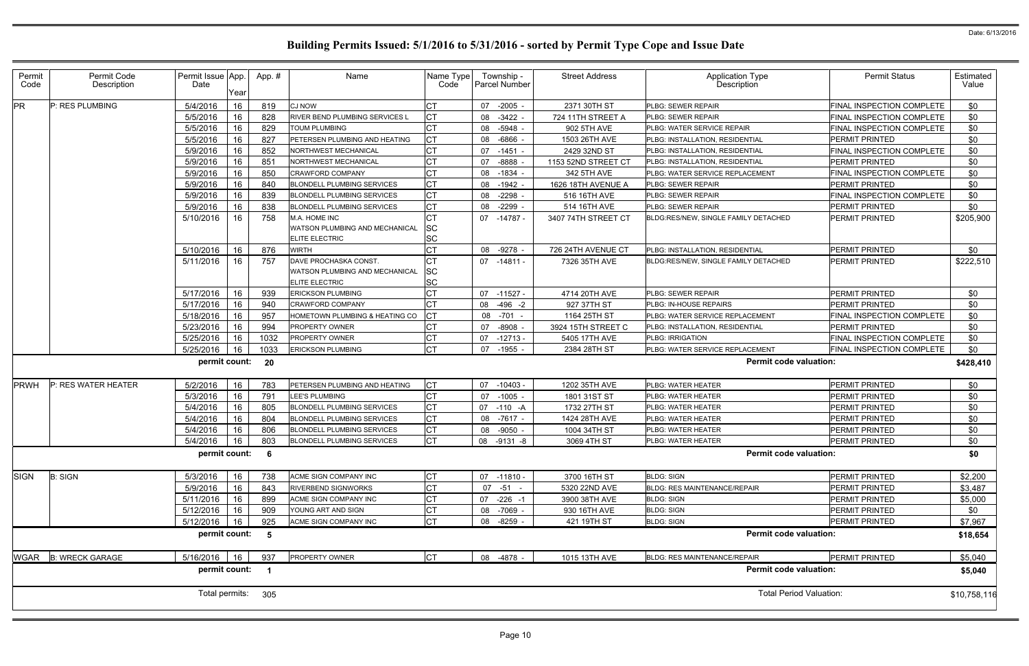Date: 6/13/2016

# Building Permits Issued: 5/1/2016 to 5/31/2016 - sorted by Permit Type Cope and Issue Date

| Permit Code | Permit Code Description | Permit Issue Date | App. Year | App. # | Name | Name Type Code | Township - Parcel Number | Street Address | Application Type Description | Permit Status | Estimated Value |
|---|---|---|---|---|---|---|---|---|---|---|---|
| PR | P: RES PLUMBING | 5/4/2016 | 16 | 819 | CJ NOW | CT | 07 -2005 - | 2371 30TH ST | PLBG: SEWER REPAIR | FINAL INSPECTION COMPLETE | $0 |
| | | 5/5/2016 | 16 | 828 | RIVER BEND PLUMBING SERVICES L | CT | 08 -3422 - | 724 11TH STREET A | PLBG: SEWER REPAIR | FINAL INSPECTION COMPLETE | $0 |
| | | 5/5/2016 | 16 | 829 | TOUM PLUMBING | CT | 08 -5948 - | 902 5TH AVE | PLBG: WATER SERVICE REPAIR | FINAL INSPECTION COMPLETE | $0 |
| | | 5/5/2016 | 16 | 827 | PETERSEN PLUMBING AND HEATING | CT | 08 -6866 - | 1503 26TH AVE | PLBG: INSTALLATION, RESIDENTIAL | PERMIT PRINTED | $0 |
| | | 5/9/2016 | 16 | 852 | NORTHWEST MECHANICAL | CT | 07 -1451 - | 2429 32ND ST | PLBG: INSTALLATION, RESIDENTIAL | FINAL INSPECTION COMPLETE | $0 |
| | | 5/9/2016 | 16 | 851 | NORTHWEST MECHANICAL | CT | 07 -8888 - | 1153 52ND STREET CT | PLBG: INSTALLATION, RESIDENTIAL | PERMIT PRINTED | $0 |
| | | 5/9/2016 | 16 | 850 | CRAWFORD COMPANY | CT | 08 -1834 - | 342 5TH AVE | PLBG: WATER SERVICE REPLACEMENT | FINAL INSPECTION COMPLETE | $0 |
| | | 5/9/2016 | 16 | 840 | BLONDELL PLUMBING SERVICES | CT | 08 -1942 - | 1626 18TH AVENUE A | PLBG: SEWER REPAIR | PERMIT PRINTED | $0 |
| | | 5/9/2016 | 16 | 839 | BLONDELL PLUMBING SERVICES | CT | 08 -2298 - | 516 16TH AVE | PLBG: SEWER REPAIR | FINAL INSPECTION COMPLETE | $0 |
| | | 5/9/2016 | 16 | 838 | BLONDELL PLUMBING SERVICES | CT | 08 -2299 - | 514 16TH AVE | PLBG: SEWER REPAIR | PERMIT PRINTED | $0 |
| | | 5/10/2016 | 16 | 758 | M.A. HOME INC<br>WATSON PLUMBING AND MECHANICAL<br>ELITE ELECTRIC | CT<br>SC<br>SC | 07 -14787 - | 3407 74TH STREET CT | BLDG:RES/NEW, SINGLE FAMILY DETACHED | PERMIT PRINTED | $205,900 |
| | | 5/10/2016 | 16 | 876 | WIRTH | CT | 08 -9278 - | 726 24TH AVENUE CT | PLBG: INSTALLATION, RESIDENTIAL | PERMIT PRINTED | $0 |
| | | 5/11/2016 | 16 | 757 | DAVE PROCHASKA CONST.<br>WATSON PLUMBING AND MECHANICAL<br>ELITE ELECTRIC | CT<br>SC<br>SC | 07 -14811 - | 7326 35TH AVE | BLDG:RES/NEW, SINGLE FAMILY DETACHED | PERMIT PRINTED | $222,510 |
| | | 5/17/2016 | 16 | 939 | ERICKSON PLUMBING | CT | 07 -11527 - | 4714 20TH AVE | PLBG: SEWER REPAIR | PERMIT PRINTED | $0 |
| | | 5/17/2016 | 16 | 940 | CRAWFORD COMPANY | CT | 08 -496 -2 | 927 37TH ST | PLBG: IN-HOUSE REPAIRS | PERMIT PRINTED | $0 |
| | | 5/18/2016 | 16 | 957 | HOMETOWN PLUMBING & HEATING CO | CT | 08 -701 - | 1164 25TH ST | PLBG: WATER SERVICE REPLACEMENT | FINAL INSPECTION COMPLETE | $0 |
| | | 5/23/2016 | 16 | 994 | PROPERTY OWNER | CT | 07 -8908 - | 3924 15TH STREET C | PLBG: INSTALLATION, RESIDENTIAL | PERMIT PRINTED | $0 |
| | | 5/25/2016 | 16 | 1032 | PROPERTY OWNER | CT | 07 -12713 - | 5405 17TH AVE | PLBG: IRRIGATION | FINAL INSPECTION COMPLETE | $0 |
| | | 5/25/2016 | 16 | 1033 | ERICKSON PLUMBING | CT | 07 -1955 - | 2384 28TH ST | PLBG: WATER SERVICE REPLACEMENT | FINAL INSPECTION COMPLETE | $0 |
| | | permit count: | | 20 | | | | | Permit code valuation: | | $428,410 |
| PRWH | P: RES WATER HEATER | 5/2/2016 | 16 | 783 | PETERSEN PLUMBING AND HEATING | CT | 07 -10403 - | 1202 35TH AVE | PLBG: WATER HEATER | PERMIT PRINTED | $0 |
| | | 5/3/2016 | 16 | 791 | LEE'S PLUMBING | CT | 07 -1005 - | 1801 31ST ST | PLBG: WATER HEATER | PERMIT PRINTED | $0 |
| | | 5/4/2016 | 16 | 805 | BLONDELL PLUMBING SERVICES | CT | 07 -110 -A | 1732 27TH ST | PLBG: WATER HEATER | PERMIT PRINTED | $0 |
| | | 5/4/2016 | 16 | 804 | BLONDELL PLUMBING SERVICES | CT | 08 -7617 - | 1424 28TH AVE | PLBG: WATER HEATER | PERMIT PRINTED | $0 |
| | | 5/4/2016 | 16 | 806 | BLONDELL PLUMBING SERVICES | CT | 08 -9050 - | 1004 34TH ST | PLBG: WATER HEATER | PERMIT PRINTED | $0 |
| | | 5/4/2016 | 16 | 803 | BLONDELL PLUMBING SERVICES | CT | 08 -9131 -8 | 3069 4TH ST | PLBG: WATER HEATER | PERMIT PRINTED | $0 |
| | | permit count: | | 6 | | | | | Permit code valuation: | | $0 |
| SIGN | B: SIGN | 5/3/2016 | 16 | 738 | ACME SIGN COMPANY INC | CT | 07 -11810 - | 3700 16TH ST | BLDG: SIGN | PERMIT PRINTED | $2,200 |
| | | 5/9/2016 | 16 | 843 | RIVERBEND SIGNWORKS | CT | 07 -51 - | 5320 22ND AVE | BLDG: RES MAINTENANCE/REPAIR | PERMIT PRINTED | $3,487 |
| | | 5/11/2016 | 16 | 899 | ACME SIGN COMPANY INC | CT | 07 -226 -1 | 3900 38TH AVE | BLDG: SIGN | PERMIT PRINTED | $5,000 |
| | | 5/12/2016 | 16 | 909 | YOUNG ART AND SIGN | CT | 08 -7069 - | 930 16TH AVE | BLDG: SIGN | PERMIT PRINTED | $0 |
| | | 5/12/2016 | 16 | 925 | ACME SIGN COMPANY INC | CT | 08 -8259 - | 421 19TH ST | BLDG: SIGN | PERMIT PRINTED | $7,967 |
| | | permit count: | | 5 | | | | | Permit code valuation: | | $18,654 |
| WGAR | B: WRECK GARAGE | 5/16/2016 | 16 | 937 | PROPERTY OWNER | CT | 08 -4878 - | 1015 13TH AVE | BLDG: RES MAINTENANCE/REPAIR | PERMIT PRINTED | $5,040 |
| | | permit count: | | 1 | | | | | Permit code valuation: | | $5,040 |
| | | Total permits: | | 305 | | | | | Total Period Valuation: | | $10,758,116 |